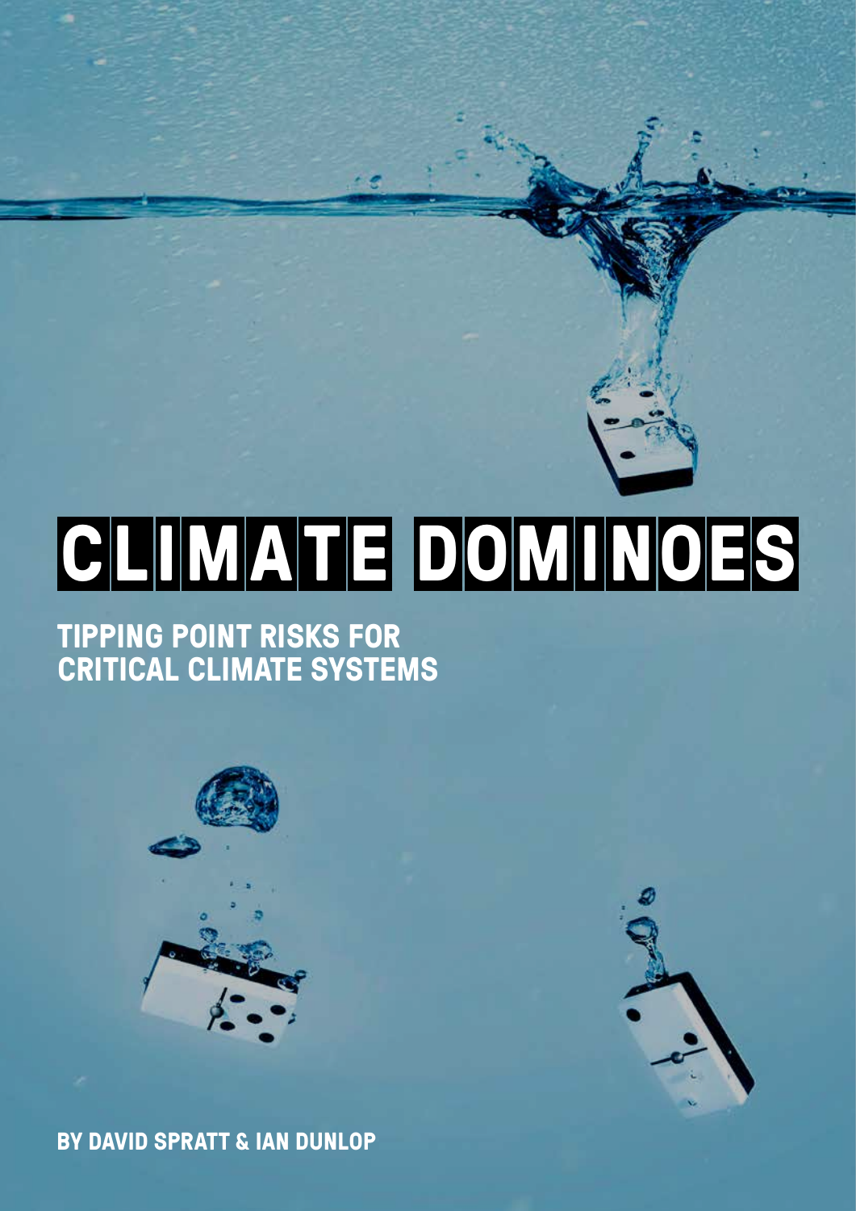# CLIMATE DOMINOES

## TIPPING POINT RISKS FOR CRITICAL CLIMATE SYSTEMS

BY DAVID SPRATT & IAN DUNLOP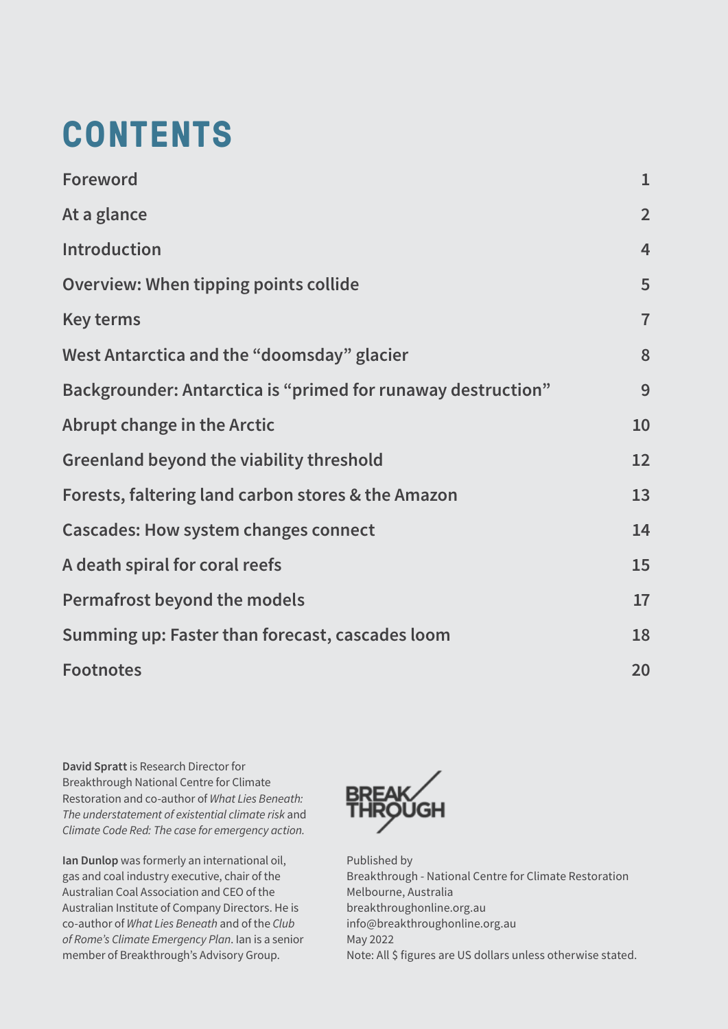# CONTENTS

| | |
|---|---|
| Foreword | 1 |
| At a glance | 2 |
| Introduction | 4 |
| Overview: When tipping points collide | 5 |
| Key terms | 7 |
| West Antarctica and the "doomsday" glacier | 8 |
| Backgrounder: Antarctica is "primed for runaway destruction" | 9 |
| Abrupt change in the Arctic | 10 |
| Greenland beyond the viability threshold | 12 |
| Forests, faltering land carbon stores & the Amazon | 13 |
| Cascades: How system changes connect | 14 |
| A death spiral for coral reefs | 15 |
| Permafrost beyond the models | 17 |
| Summing up: Faster than forecast, cascades loom | 18 |
| Footnotes | 20 |

**David Spratt** is Research Director for Breakthrough National Centre for Climate Restoration and co-author of *What Lies Beneath: The understatement of existential climate risk* and *Climate Code Red: The case for emergency action.*

**Ian Dunlop** was formerly an international oil, gas and coal industry executive, chair of the Australian Coal Association and CEO of the Australian Institute of Company Directors. He is co-author of *What Lies Beneath* and of the *Club of Rome's Climate Emergency Plan*. Ian is a senior member of Breakthrough's Advisory Group.

BREAKTHROUGH

Published by
Breakthrough - National Centre for Climate Restoration
Melbourne, Australia
breakthroughonline.org.au
info@breakthroughonline.org.au
May 2022
Note: All $ figures are US dollars unless otherwise stated.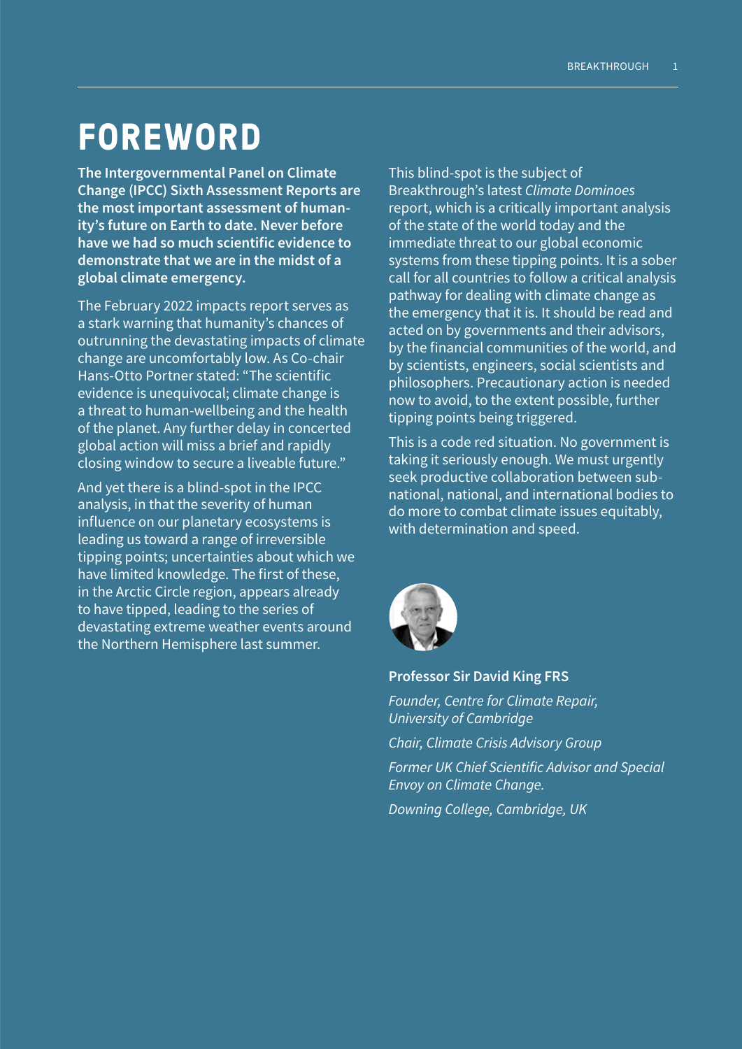# FOREWORD

**The Intergovernmental Panel on Climate Change (IPCC) Sixth Assessment Reports are the most important assessment of humanity's future on Earth to date. Never before have we had so much scientific evidence to demonstrate that we are in the midst of a global climate emergency.**

The February 2022 impacts report serves as a stark warning that humanity's chances of outrunning the devastating impacts of climate change are uncomfortably low. As Co-chair Hans-Otto Portner stated: "The scientific evidence is unequivocal; climate change is a threat to human-wellbeing and the health of the planet. Any further delay in concerted global action will miss a brief and rapidly closing window to secure a liveable future."

And yet there is a blind-spot in the IPCC analysis, in that the severity of human influence on our planetary ecosystems is leading us toward a range of irreversible tipping points; uncertainties about which we have limited knowledge. The first of these, in the Arctic Circle region, appears already to have tipped, leading to the series of devastating extreme weather events around the Northern Hemisphere last summer.

This blind-spot is the subject of Breakthrough's latest *Climate Dominoes* report, which is a critically important analysis of the state of the world today and the immediate threat to our global economic systems from these tipping points. It is a sober call for all countries to follow a critical analysis pathway for dealing with climate change as the emergency that it is. It should be read and acted on by governments and their advisors, by the financial communities of the world, and by scientists, engineers, social scientists and philosophers. Precautionary action is needed now to avoid, to the extent possible, further tipping points being triggered.

This is a code red situation. No government is taking it seriously enough. We must urgently seek productive collaboration between sub-national, national, and international bodies to do more to combat climate issues equitably, with determination and speed.

**Professor Sir David King FRS**

*Founder, Centre for Climate Repair, University of Cambridge*

*Chair, Climate Crisis Advisory Group*

*Former UK Chief Scientific Advisor and Special Envoy on Climate Change.*

*Downing College, Cambridge, UK*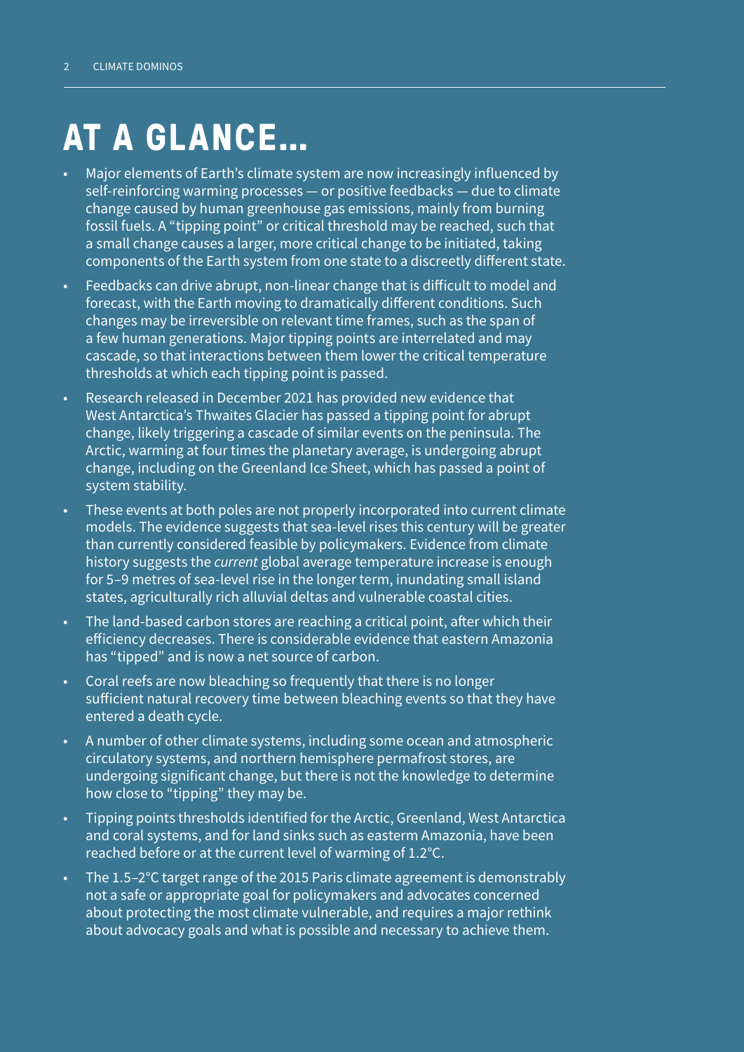# AT A GLANCE...

- Major elements of Earth's climate system are now increasingly influenced by self-reinforcing warming processes — or positive feedbacks — due to climate change caused by human greenhouse gas emissions, mainly from burning fossil fuels. A "tipping point" or critical threshold may be reached, such that a small change causes a larger, more critical change to be initiated, taking components of the Earth system from one state to a discreetly different state.
- Feedbacks can drive abrupt, non-linear change that is difficult to model and forecast, with the Earth moving to dramatically different conditions. Such changes may be irreversible on relevant time frames, such as the span of a few human generations. Major tipping points are interrelated and may cascade, so that interactions between them lower the critical temperature thresholds at which each tipping point is passed.
- Research released in December 2021 has provided new evidence that West Antarctica's Thwaites Glacier has passed a tipping point for abrupt change, likely triggering a cascade of similar events on the peninsula. The Arctic, warming at four times the planetary average, is undergoing abrupt change, including on the Greenland Ice Sheet, which has passed a point of system stability.
- These events at both poles are not properly incorporated into current climate models. The evidence suggests that sea-level rises this century will be greater than currently considered feasible by policymakers. Evidence from climate history suggests the *current* global average temperature increase is enough for 5–9 metres of sea-level rise in the longer term, inundating small island states, agriculturally rich alluvial deltas and vulnerable coastal cities.
- The land-based carbon stores are reaching a critical point, after which their efficiency decreases. There is considerable evidence that eastern Amazonia has "tipped" and is now a net source of carbon.
- Coral reefs are now bleaching so frequently that there is no longer sufficient natural recovery time between bleaching events so that they have entered a death cycle.
- A number of other climate systems, including some ocean and atmospheric circulatory systems, and northern hemisphere permafrost stores, are undergoing significant change, but there is not the knowledge to determine how close to "tipping" they may be.
- Tipping points thresholds identified for the Arctic, Greenland, West Antarctica and coral systems, and for land sinks such as easterm Amazonia, have been reached before or at the current level of warming of 1.2°C.
- The 1.5–2°C target range of the 2015 Paris climate agreement is demonstrably not a safe or appropriate goal for policymakers and advocates concerned about protecting the most climate vulnerable, and requires a major rethink about advocacy goals and what is possible and necessary to achieve them.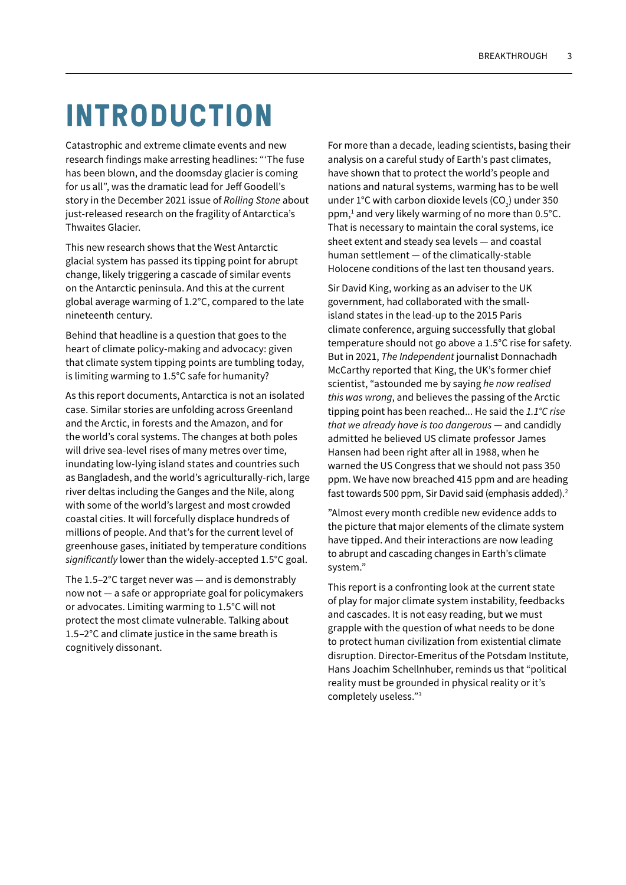# INTRODUCTION

Catastrophic and extreme climate events and new research findings make arresting headlines: "'The fuse has been blown, and the doomsday glacier is coming for us all", was the dramatic lead for Jeff Goodell's story in the December 2021 issue of *Rolling Stone* about just-released research on the fragility of Antarctica's Thwaites Glacier.

This new research shows that the West Antarctic glacial system has passed its tipping point for abrupt change, likely triggering a cascade of similar events on the Antarctic peninsula. And this at the current global average warming of 1.2°C, compared to the late nineteenth century.

Behind that headline is a question that goes to the heart of climate policy-making and advocacy: given that climate system tipping points are tumbling today, is limiting warming to 1.5°C safe for humanity?

As this report documents, Antarctica is not an isolated case. Similar stories are unfolding across Greenland and the Arctic, in forests and the Amazon, and for the world's coral systems. The changes at both poles will drive sea-level rises of many metres over time, inundating low-lying island states and countries such as Bangladesh, and the world's agriculturally-rich, large river deltas including the Ganges and the Nile, along with some of the world's largest and most crowded coastal cities. It will forcefully displace hundreds of millions of people. And that's for the current level of greenhouse gases, initiated by temperature conditions *significantly* lower than the widely-accepted 1.5°C goal.

The 1.5–2°C target never was — and is demonstrably now not — a safe or appropriate goal for policymakers or advocates. Limiting warming to 1.5°C will not protect the most climate vulnerable. Talking about 1.5–2°C and climate justice in the same breath is cognitively dissonant.

For more than a decade, leading scientists, basing their analysis on a careful study of Earth's past climates, have shown that to protect the world's people and nations and natural systems, warming has to be well under 1°C with carbon dioxide levels ($CO_2$) under 350 ppm,[1] and very likely warming of no more than 0.5°C. That is necessary to maintain the coral systems, ice sheet extent and steady sea levels — and coastal human settlement — of the climatically-stable Holocene conditions of the last ten thousand years.

Sir David King, working as an adviser to the UK government, had collaborated with the small-island states in the lead-up to the 2015 Paris climate conference, arguing successfully that global temperature should not go above a 1.5°C rise for safety. But in 2021, *The Independent* journalist Donnachadh McCarthy reported that King, the UK's former chief scientist, "astounded me by saying *he now realised this was wrong*, and believes the passing of the Arctic tipping point has been reached... He said the *1.1°C rise that we already have is too dangerous* — and candidly admitted he believed US climate professor James Hansen had been right after all in 1988, when he warned the US Congress that we should not pass 350 ppm. We have now breached 415 ppm and are heading fast towards 500 ppm, Sir David said (emphasis added).[2]

"Almost every month credible new evidence adds to the picture that major elements of the climate system have tipped. And their interactions are now leading to abrupt and cascading changes in Earth's climate system."

This report is a confronting look at the current state of play for major climate system instability, feedbacks and cascades. It is not easy reading, but we must grapple with the question of what needs to be done to protect human civilization from existential climate disruption. Director-Emeritus of the Potsdam Institute, Hans Joachim Schellnhuber, reminds us that "political reality must be grounded in physical reality or it's completely useless."[3]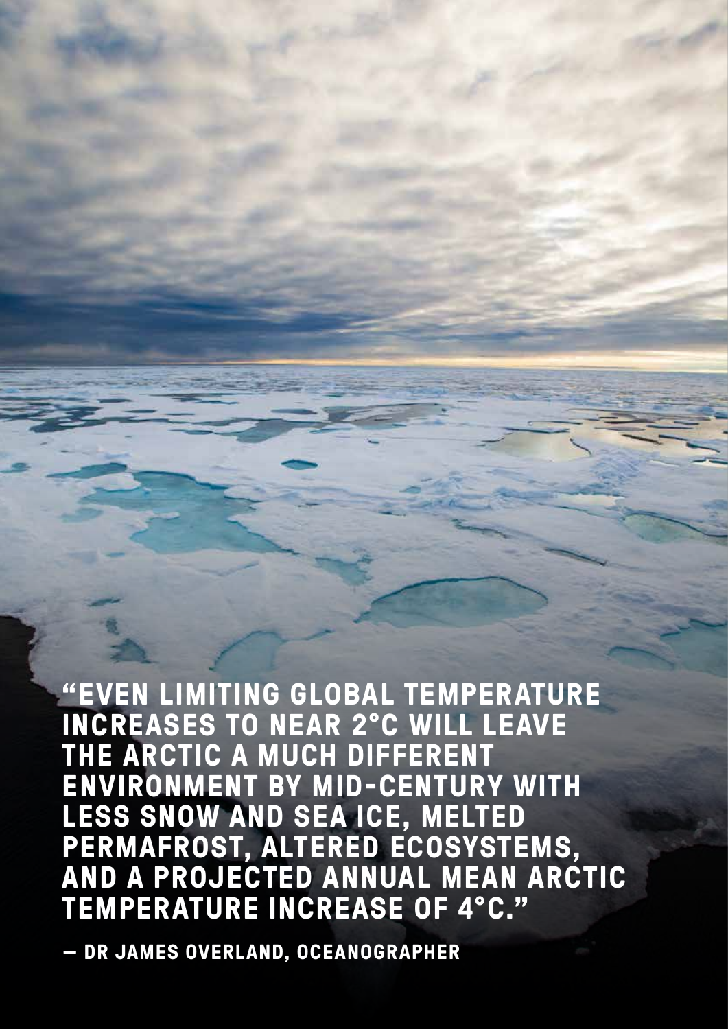**"EVEN LIMITING GLOBAL TEMPERATURE INCREASES TO NEAR 2°C WILL LEAVE THE ARCTIC A MUCH DIFFERENT ENVIRONMENT BY MID-CENTURY WITH LESS SNOW AND SEA ICE, MELTED PERMAFROST, ALTERED ECOSYSTEMS, AND A PROJECTED ANNUAL MEAN ARCTIC TEMPERATURE INCREASE OF 4°C."**

**— DR JAMES OVERLAND, OCEANOGRAPHER**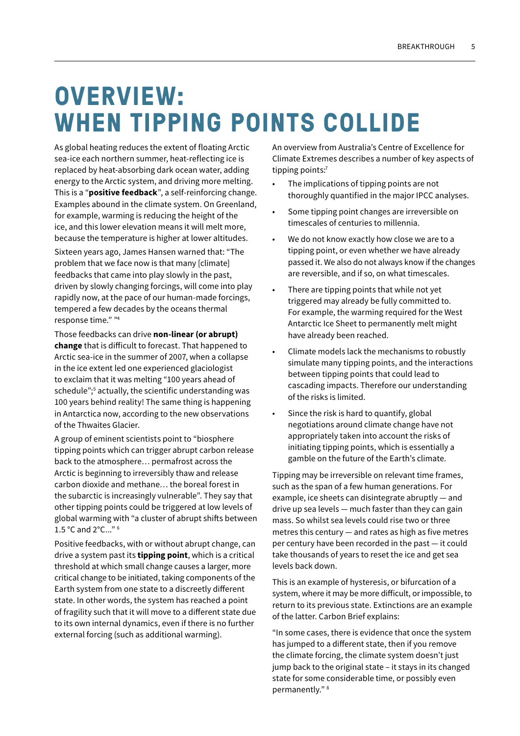# OVERVIEW: WHEN TIPPING POINTS COLLIDE

As global heating reduces the extent of floating Arctic sea-ice each northern summer, heat-reflecting ice is replaced by heat-absorbing dark ocean water, adding energy to the Arctic system, and driving more melting. This is a "**positive feedback**", a self-reinforcing change. Examples abound in the climate system. On Greenland, for example, warming is reducing the height of the ice, and this lower elevation means it will melt more, because the temperature is higher at lower altitudes.

Sixteen years ago, James Hansen warned that: "The problem that we face now is that many [climate] feedbacks that came into play slowly in the past, driven by slowly changing forcings, will come into play rapidly now, at the pace of our human-made forcings, tempered a few decades by the oceans thermal response time." "[4]

Those feedbacks can drive **non-linear (or abrupt) change** that is difficult to forecast. That happened to Arctic sea-ice in the summer of 2007, when a collapse in the ice extent led one experienced glaciologist to exclaim that it was melting "100 years ahead of schedule";[5] actually, the scientific understanding was 100 years behind reality! The same thing is happening in Antarctica now, according to the new observations of the Thwaites Glacier.

A group of eminent scientists point to "biosphere tipping points which can trigger abrupt carbon release back to the atmosphere… permafrost across the Arctic is beginning to irreversibly thaw and release carbon dioxide and methane… the boreal forest in the subarctic is increasingly vulnerable". They say that other tipping points could be triggered at low levels of global warming with "a cluster of abrupt shifts between 1.5 °C and 2°C..." [6]

Positive feedbacks, with or without abrupt change, can drive a system past its **tipping point**, which is a critical threshold at which small change causes a larger, more critical change to be initiated, taking components of the Earth system from one state to a discreetly different state. In other words, the system has reached a point of fragility such that it will move to a different state due to its own internal dynamics, even if there is no further external forcing (such as additional warming).

An overview from Australia's Centre of Excellence for Climate Extremes describes a number of key aspects of tipping points:[7]

- The implications of tipping points are not thoroughly quantified in the major IPCC analyses.
- Some tipping point changes are irreversible on timescales of centuries to millennia.
- We do not know exactly how close we are to a tipping point, or even whether we have already passed it. We also do not always know if the changes are reversible, and if so, on what timescales.
- There are tipping points that while not yet triggered may already be fully committed to. For example, the warming required for the West Antarctic Ice Sheet to permanently melt might have already been reached.
- Climate models lack the mechanisms to robustly simulate many tipping points, and the interactions between tipping points that could lead to cascading impacts. Therefore our understanding of the risks is limited.
- Since the risk is hard to quantify, global negotiations around climate change have not appropriately taken into account the risks of initiating tipping points, which is essentially a gamble on the future of the Earth's climate.

Tipping may be irreversible on relevant time frames, such as the span of a few human generations. For example, ice sheets can disintegrate abruptly — and drive up sea levels — much faster than they can gain mass. So whilst sea levels could rise two or three metres this century — and rates as high as five metres per century have been recorded in the past — it could take thousands of years to reset the ice and get sea levels back down.

This is an example of hysteresis, or bifurcation of a system, where it may be more difficult, or impossible, to return to its previous state. Extinctions are an example of the latter. Carbon Brief explains:

"In some cases, there is evidence that once the system has jumped to a different state, then if you remove the climate forcing, the climate system doesn't just jump back to the original state – it stays in its changed state for some considerable time, or possibly even permanently." [8]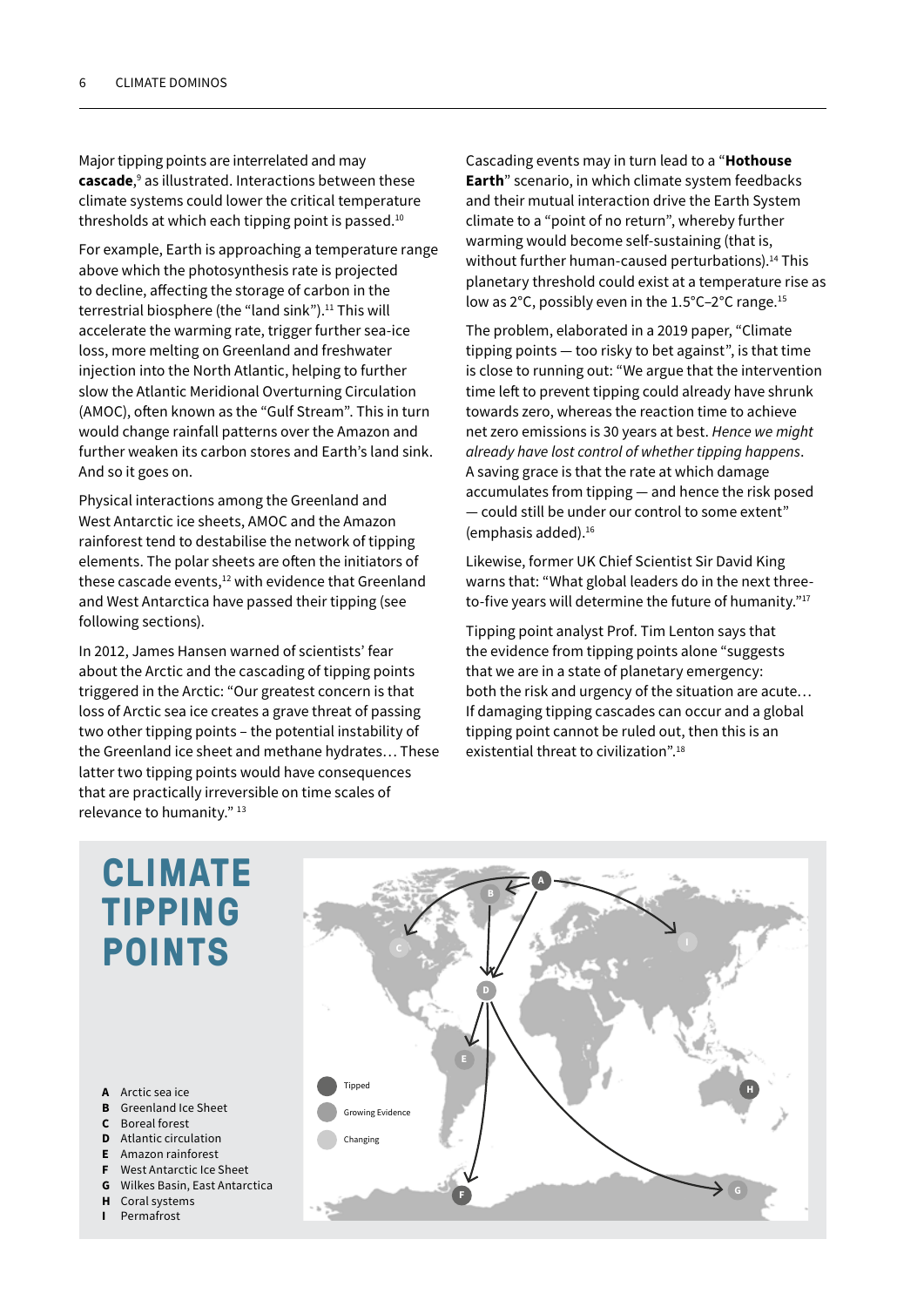Major tipping points are interrelated and may **cascade**,[9] as illustrated. Interactions between these climate systems could lower the critical temperature thresholds at which each tipping point is passed.[10]

For example, Earth is approaching a temperature range above which the photosynthesis rate is projected to decline, affecting the storage of carbon in the terrestrial biosphere (the "land sink").[11] This will accelerate the warming rate, trigger further sea-ice loss, more melting on Greenland and freshwater injection into the North Atlantic, helping to further slow the Atlantic Meridional Overturning Circulation (AMOC), often known as the "Gulf Stream". This in turn would change rainfall patterns over the Amazon and further weaken its carbon stores and Earth's land sink. And so it goes on.

Physical interactions among the Greenland and West Antarctic ice sheets, AMOC and the Amazon rainforest tend to destabilise the network of tipping elements. The polar sheets are often the initiators of these cascade events,[12] with evidence that Greenland and West Antarctica have passed their tipping (see following sections).

In 2012, James Hansen warned of scientists' fear about the Arctic and the cascading of tipping points triggered in the Arctic: "Our greatest concern is that loss of Arctic sea ice creates a grave threat of passing two other tipping points – the potential instability of the Greenland ice sheet and methane hydrates… These latter two tipping points would have consequences that are practically irreversible on time scales of relevance to humanity." [13]

Cascading events may in turn lead to a "**Hothouse Earth**" scenario, in which climate system feedbacks and their mutual interaction drive the Earth System climate to a "point of no return", whereby further warming would become self-sustaining (that is, without further human-caused perturbations).[14] This planetary threshold could exist at a temperature rise as low as 2°C, possibly even in the 1.5°C–2°C range.[15]

The problem, elaborated in a 2019 paper, "Climate tipping points — too risky to bet against", is that time is close to running out: "We argue that the intervention time left to prevent tipping could already have shrunk towards zero, whereas the reaction time to achieve net zero emissions is 30 years at best. *Hence we might already have lost control of whether tipping happens*. A saving grace is that the rate at which damage accumulates from tipping — and hence the risk posed — could still be under our control to some extent" (emphasis added).[16]

Likewise, former UK Chief Scientist Sir David King warns that: "What global leaders do in the next three-to-five years will determine the future of humanity."[17]

Tipping point analyst Prof. Tim Lenton says that the evidence from tipping points alone "suggests that we are in a state of planetary emergency: both the risk and urgency of the situation are acute… If damaging tipping cascades can occur and a global tipping point cannot be ruled out, then this is an existential threat to civilization".[18]

## CLIMATE TIPPING POINTS

- **A** Arctic sea ice
- **B** Greenland Ice Sheet
- **C** Boreal forest
- **D** Atlantic circulation
- **E** Amazon rainforest
- **F** West Antarctic Ice Sheet
- **G** Wilkes Basin, East Antarctica
- **H** Coral systems
- **I** Permafrost

Tipped

Growing Evidence

Changing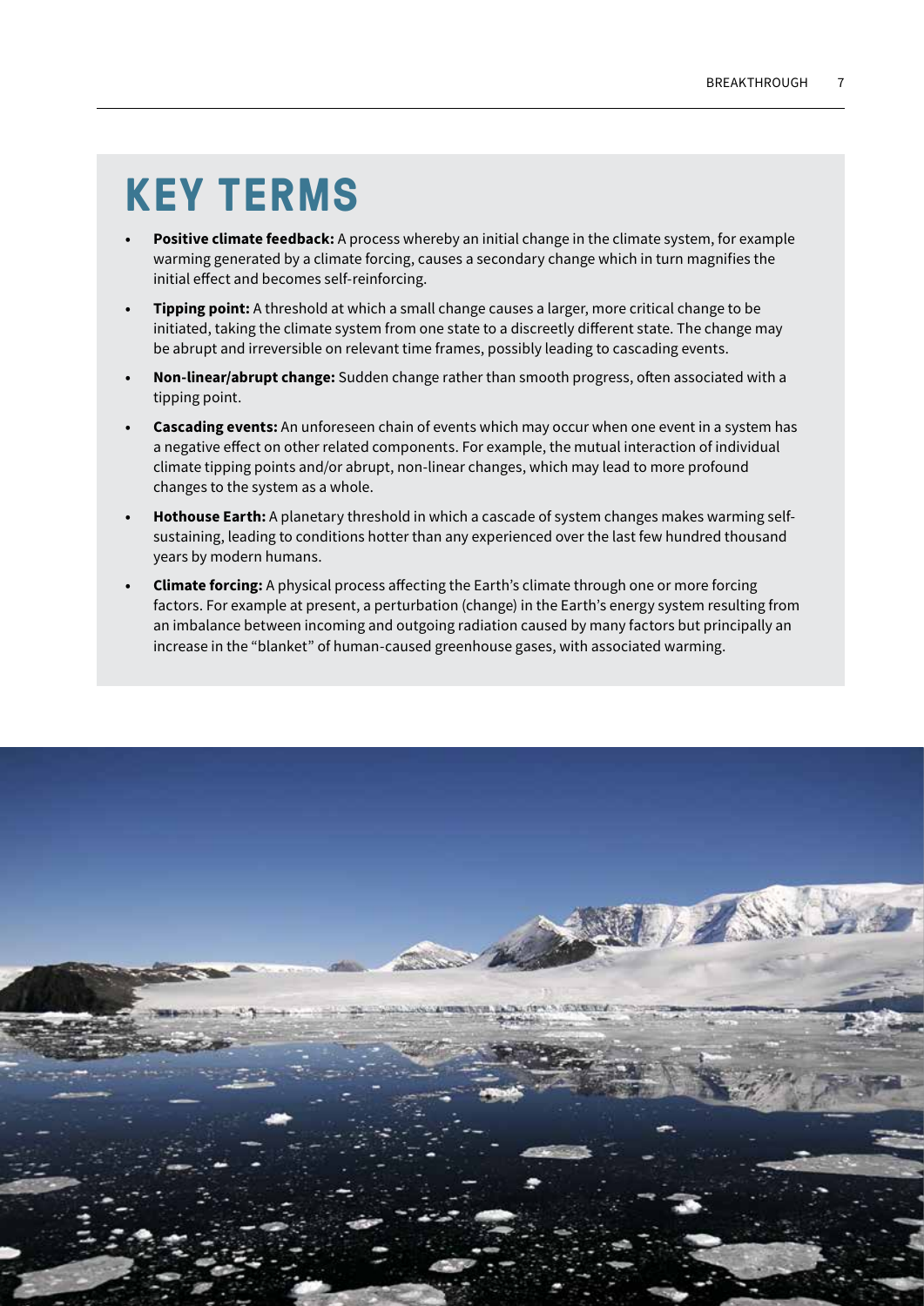# KEY TERMS

- **Positive climate feedback:** A process whereby an initial change in the climate system, for example warming generated by a climate forcing, causes a secondary change which in turn magnifies the initial effect and becomes self-reinforcing.
- **Tipping point:** A threshold at which a small change causes a larger, more critical change to be initiated, taking the climate system from one state to a discreetly different state. The change may be abrupt and irreversible on relevant time frames, possibly leading to cascading events.
- **Non-linear/abrupt change:** Sudden change rather than smooth progress, often associated with a tipping point.
- **Cascading events:** An unforeseen chain of events which may occur when one event in a system has a negative effect on other related components. For example, the mutual interaction of individual climate tipping points and/or abrupt, non-linear changes, which may lead to more profound changes to the system as a whole.
- **Hothouse Earth:** A planetary threshold in which a cascade of system changes makes warming self-sustaining, leading to conditions hotter than any experienced over the last few hundred thousand years by modern humans.
- **Climate forcing:** A physical process affecting the Earth's climate through one or more forcing factors. For example at present, a perturbation (change) in the Earth's energy system resulting from an imbalance between incoming and outgoing radiation caused by many factors but principally an increase in the "blanket" of human-caused greenhouse gases, with associated warming.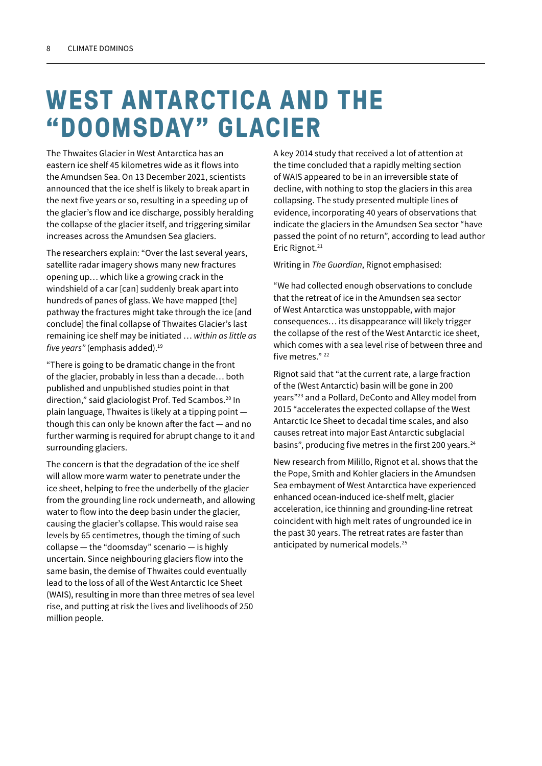# WEST ANTARCTICA AND THE "DOOMSDAY" GLACIER

The Thwaites Glacier in West Antarctica has an eastern ice shelf 45 kilometres wide as it flows into the Amundsen Sea. On 13 December 2021, scientists announced that the ice shelf is likely to break apart in the next five years or so, resulting in a speeding up of the glacier's flow and ice discharge, possibly heralding the collapse of the glacier itself, and triggering similar increases across the Amundsen Sea glaciers.

The researchers explain: "Over the last several years, satellite radar imagery shows many new fractures opening up… which like a growing crack in the windshield of a car [can] suddenly break apart into hundreds of panes of glass. We have mapped [the] pathway the fractures might take through the ice [and conclude] the final collapse of Thwaites Glacier's last remaining ice shelf may be initiated … *within as little as five years"* (emphasis added).[19]

"There is going to be dramatic change in the front of the glacier, probably in less than a decade… both published and unpublished studies point in that direction," said glaciologist Prof. Ted Scambos.[20] In plain language, Thwaites is likely at a tipping point — though this can only be known after the fact — and no further warming is required for abrupt change to it and surrounding glaciers.

The concern is that the degradation of the ice shelf will allow more warm water to penetrate under the ice sheet, helping to free the underbelly of the glacier from the grounding line rock underneath, and allowing water to flow into the deep basin under the glacier, causing the glacier's collapse. This would raise sea levels by 65 centimetres, though the timing of such collapse — the "doomsday" scenario — is highly uncertain. Since neighbouring glaciers flow into the same basin, the demise of Thwaites could eventually lead to the loss of all of the West Antarctic Ice Sheet (WAIS), resulting in more than three metres of sea level rise, and putting at risk the lives and livelihoods of 250 million people.

A key 2014 study that received a lot of attention at the time concluded that a rapidly melting section of WAIS appeared to be in an irreversible state of decline, with nothing to stop the glaciers in this area collapsing. The study presented multiple lines of evidence, incorporating 40 years of observations that indicate the glaciers in the Amundsen Sea sector "have passed the point of no return", according to lead author Eric Rignot.[21]

Writing in *The Guardian*, Rignot emphasised:

"We had collected enough observations to conclude that the retreat of ice in the Amundsen sea sector of West Antarctica was unstoppable, with major consequences… its disappearance will likely trigger the collapse of the rest of the West Antarctic ice sheet, which comes with a sea level rise of between three and five metres." [22]

Rignot said that "at the current rate, a large fraction of the (West Antarctic) basin will be gone in 200 years"[23] and a Pollard, DeConto and Alley model from 2015 "accelerates the expected collapse of the West Antarctic Ice Sheet to decadal time scales, and also causes retreat into major East Antarctic subglacial basins", producing five metres in the first 200 years.[24]

New research from Milillo, Rignot et al. shows that the the Pope, Smith and Kohler glaciers in the Amundsen Sea embayment of West Antarctica have experienced enhanced ocean-induced ice-shelf melt, glacier acceleration, ice thinning and grounding-line retreat coincident with high melt rates of ungrounded ice in the past 30 years. The retreat rates are faster than anticipated by numerical models.[25]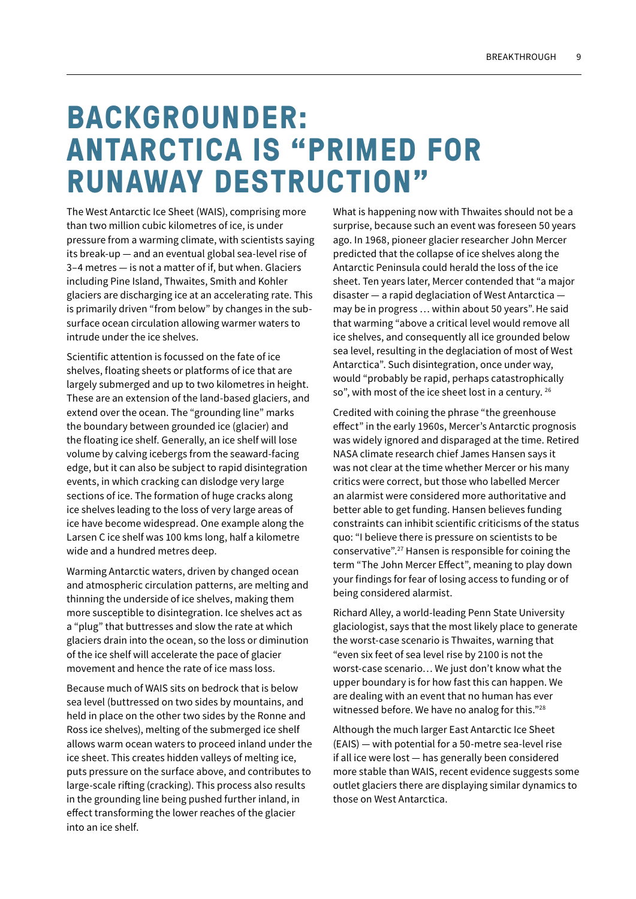# BACKGROUNDER: ANTARCTICA IS "PRIMED FOR RUNAWAY DESTRUCTION"

The West Antarctic Ice Sheet (WAIS), comprising more than two million cubic kilometres of ice, is under pressure from a warming climate, with scientists saying its break-up — and an eventual global sea-level rise of 3–4 metres — is not a matter of if, but when. Glaciers including Pine Island, Thwaites, Smith and Kohler glaciers are discharging ice at an accelerating rate. This is primarily driven "from below" by changes in the sub-surface ocean circulation allowing warmer waters to intrude under the ice shelves.

Scientific attention is focussed on the fate of ice shelves, floating sheets or platforms of ice that are largely submerged and up to two kilometres in height. These are an extension of the land-based glaciers, and extend over the ocean. The "grounding line" marks the boundary between grounded ice (glacier) and the floating ice shelf. Generally, an ice shelf will lose volume by calving icebergs from the seaward-facing edge, but it can also be subject to rapid disintegration events, in which cracking can dislodge very large sections of ice. The formation of huge cracks along ice shelves leading to the loss of very large areas of ice have become widespread. One example along the Larsen C ice shelf was 100 kms long, half a kilometre wide and a hundred metres deep.

Warming Antarctic waters, driven by changed ocean and atmospheric circulation patterns, are melting and thinning the underside of ice shelves, making them more susceptible to disintegration. Ice shelves act as a "plug" that buttresses and slow the rate at which glaciers drain into the ocean, so the loss or diminution of the ice shelf will accelerate the pace of glacier movement and hence the rate of ice mass loss.

Because much of WAIS sits on bedrock that is below sea level (buttressed on two sides by mountains, and held in place on the other two sides by the Ronne and Ross ice shelves), melting of the submerged ice shelf allows warm ocean waters to proceed inland under the ice sheet. This creates hidden valleys of melting ice, puts pressure on the surface above, and contributes to large-scale rifting (cracking). This process also results in the grounding line being pushed further inland, in effect transforming the lower reaches of the glacier into an ice shelf.

What is happening now with Thwaites should not be a surprise, because such an event was foreseen 50 years ago. In 1968, pioneer glacier researcher John Mercer predicted that the collapse of ice shelves along the Antarctic Peninsula could herald the loss of the ice sheet. Ten years later, Mercer contended that "a major disaster — a rapid deglaciation of West Antarctica — may be in progress … within about 50 years". He said that warming "above a critical level would remove all ice shelves, and consequently all ice grounded below sea level, resulting in the deglaciation of most of West Antarctica". Such disintegration, once under way, would "probably be rapid, perhaps catastrophically so", with most of the ice sheet lost in a century. [26]

Credited with coining the phrase "the greenhouse effect" in the early 1960s, Mercer's Antarctic prognosis was widely ignored and disparaged at the time. Retired NASA climate research chief James Hansen says it was not clear at the time whether Mercer or his many critics were correct, but those who labelled Mercer an alarmist were considered more authoritative and better able to get funding. Hansen believes funding constraints can inhibit scientific criticisms of the status quo: "I believe there is pressure on scientists to be conservative".[27] Hansen is responsible for coining the term "The John Mercer Effect", meaning to play down your findings for fear of losing access to funding or of being considered alarmist.

Richard Alley, a world-leading Penn State University glaciologist, says that the most likely place to generate the worst-case scenario is Thwaites, warning that "even six feet of sea level rise by 2100 is not the worst-case scenario… We just don't know what the upper boundary is for how fast this can happen. We are dealing with an event that no human has ever witnessed before. We have no analog for this."[28]

Although the much larger East Antarctic Ice Sheet (EAIS) — with potential for a 50-metre sea-level rise if all ice were lost — has generally been considered more stable than WAIS, recent evidence suggests some outlet glaciers there are displaying similar dynamics to those on West Antarctica.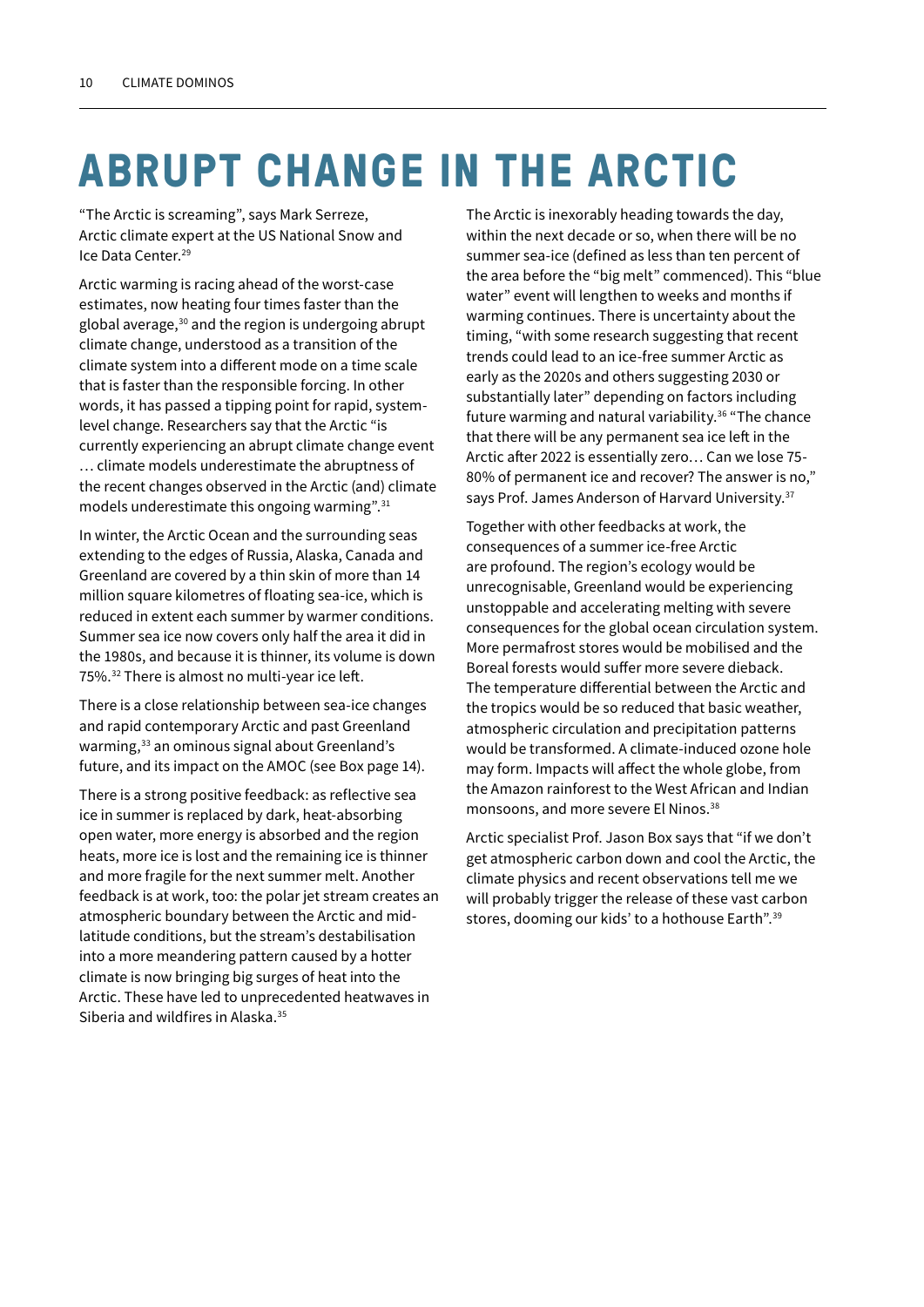# ABRUPT CHANGE IN THE ARCTIC

"The Arctic is screaming", says Mark Serreze, Arctic climate expert at the US National Snow and Ice Data Center.[29]

Arctic warming is racing ahead of the worst-case estimates, now heating four times faster than the global average,[30] and the region is undergoing abrupt climate change, understood as a transition of the climate system into a different mode on a time scale that is faster than the responsible forcing. In other words, it has passed a tipping point for rapid, system-level change. Researchers say that the Arctic "is currently experiencing an abrupt climate change event … climate models underestimate the abruptness of the recent changes observed in the Arctic (and) climate models underestimate this ongoing warming".[31]

In winter, the Arctic Ocean and the surrounding seas extending to the edges of Russia, Alaska, Canada and Greenland are covered by a thin skin of more than 14 million square kilometres of floating sea-ice, which is reduced in extent each summer by warmer conditions. Summer sea ice now covers only half the area it did in the 1980s, and because it is thinner, its volume is down 75%.[32] There is almost no multi-year ice left.

There is a close relationship between sea-ice changes and rapid contemporary Arctic and past Greenland warming,[33] an ominous signal about Greenland's future, and its impact on the AMOC (see Box page 14).

There is a strong positive feedback: as reflective sea ice in summer is replaced by dark, heat-absorbing open water, more energy is absorbed and the region heats, more ice is lost and the remaining ice is thinner and more fragile for the next summer melt. Another feedback is at work, too: the polar jet stream creates an atmospheric boundary between the Arctic and mid-latitude conditions, but the stream's destabilisation into a more meandering pattern caused by a hotter climate is now bringing big surges of heat into the Arctic. These have led to unprecedented heatwaves in Siberia and wildfires in Alaska.[35]

The Arctic is inexorably heading towards the day, within the next decade or so, when there will be no summer sea-ice (defined as less than ten percent of the area before the "big melt" commenced). This "blue water" event will lengthen to weeks and months if warming continues. There is uncertainty about the timing, "with some research suggesting that recent trends could lead to an ice-free summer Arctic as early as the 2020s and others suggesting 2030 or substantially later" depending on factors including future warming and natural variability.[36] "The chance that there will be any permanent sea ice left in the Arctic after 2022 is essentially zero… Can we lose 75-80% of permanent ice and recover? The answer is no," says Prof. James Anderson of Harvard University.[37]

Together with other feedbacks at work, the consequences of a summer ice-free Arctic are profound. The region's ecology would be unrecognisable, Greenland would be experiencing unstoppable and accelerating melting with severe consequences for the global ocean circulation system. More permafrost stores would be mobilised and the Boreal forests would suffer more severe dieback. The temperature differential between the Arctic and the tropics would be so reduced that basic weather, atmospheric circulation and precipitation patterns would be transformed. A climate-induced ozone hole may form. Impacts will affect the whole globe, from the Amazon rainforest to the West African and Indian monsoons, and more severe El Ninos.[38]

Arctic specialist Prof. Jason Box says that "if we don't get atmospheric carbon down and cool the Arctic, the climate physics and recent observations tell me we will probably trigger the release of these vast carbon stores, dooming our kids' to a hothouse Earth".[39]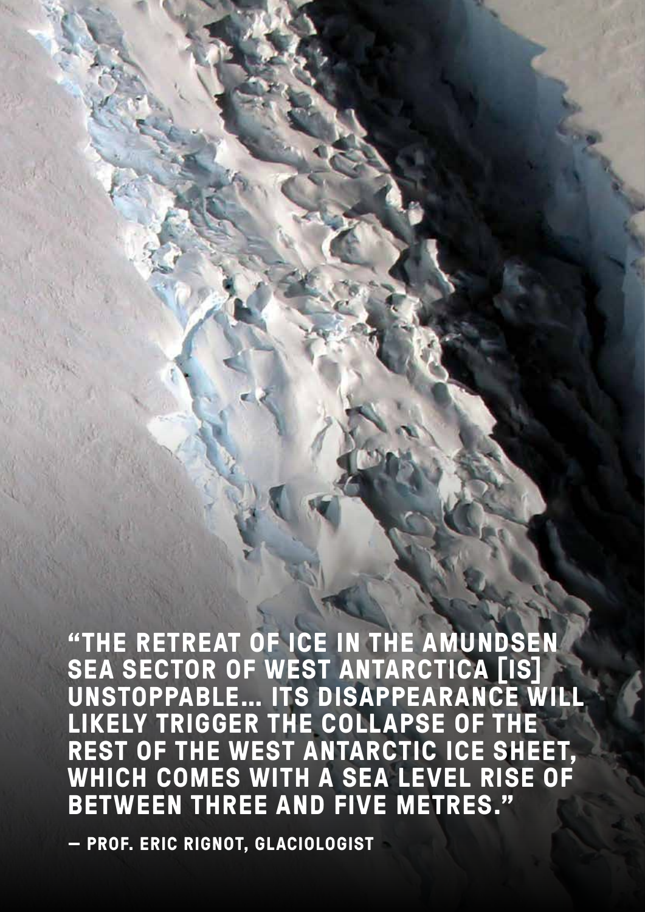**"THE RETREAT OF ICE IN THE AMUNDSEN SEA SECTOR OF WEST ANTARCTICA [IS] UNSTOPPABLE... ITS DISAPPEARANCE WILL LIKELY TRIGGER THE COLLAPSE OF THE REST OF THE WEST ANTARCTIC ICE SHEET, WHICH COMES WITH A SEA LEVEL RISE OF BETWEEN THREE AND FIVE METRES."**

**— PROF. ERIC RIGNOT, GLACIOLOGIST**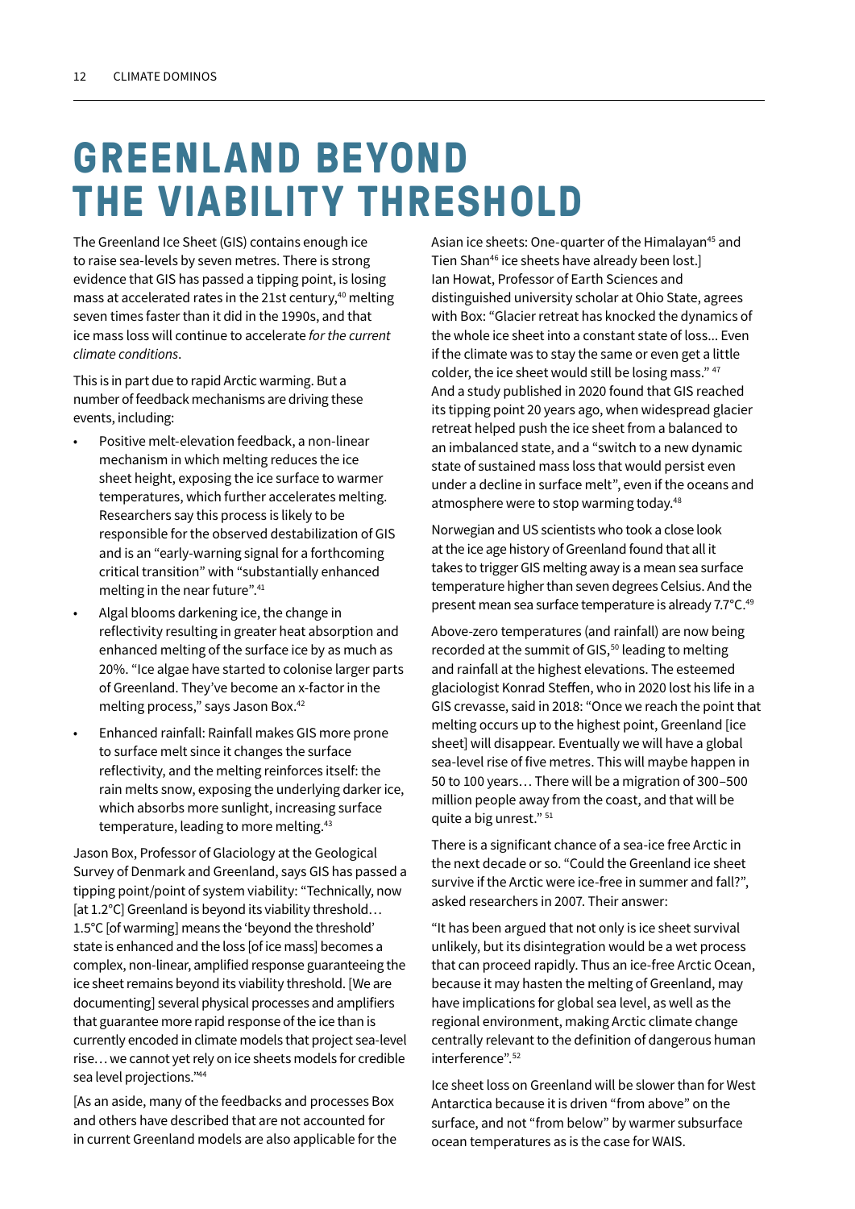# GREENLAND BEYOND THE VIABILITY THRESHOLD

The Greenland Ice Sheet (GIS) contains enough ice to raise sea-levels by seven metres. There is strong evidence that GIS has passed a tipping point, is losing mass at accelerated rates in the 21st century,[40] melting seven times faster than it did in the 1990s, and that ice mass loss will continue to accelerate *for the current climate conditions*.

This is in part due to rapid Arctic warming. But a number of feedback mechanisms are driving these events, including:

- Positive melt-elevation feedback, a non-linear mechanism in which melting reduces the ice sheet height, exposing the ice surface to warmer temperatures, which further accelerates melting. Researchers say this process is likely to be responsible for the observed destabilization of GIS and is an "early-warning signal for a forthcoming critical transition" with "substantially enhanced melting in the near future".[41]
- Algal blooms darkening ice, the change in reflectivity resulting in greater heat absorption and enhanced melting of the surface ice by as much as 20%. "Ice algae have started to colonise larger parts of Greenland. They've become an x-factor in the melting process," says Jason Box.[42]
- Enhanced rainfall: Rainfall makes GIS more prone to surface melt since it changes the surface reflectivity, and the melting reinforces itself: the rain melts snow, exposing the underlying darker ice, which absorbs more sunlight, increasing surface temperature, leading to more melting.[43]

Jason Box, Professor of Glaciology at the Geological Survey of Denmark and Greenland, says GIS has passed a tipping point/point of system viability: "Technically, now [at 1.2°C] Greenland is beyond its viability threshold… 1.5°C [of warming] means the 'beyond the threshold' state is enhanced and the loss [of ice mass] becomes a complex, non-linear, amplified response guaranteeing the ice sheet remains beyond its viability threshold. [We are documenting] several physical processes and amplifiers that guarantee more rapid response of the ice than is currently encoded in climate models that project sea-level rise… we cannot yet rely on ice sheets models for credible sea level projections."[44]

[As an aside, many of the feedbacks and processes Box and others have described that are not accounted for in current Greenland models are also applicable for the Asian ice sheets: One-quarter of the Himalayan[45] and Tien Shan[46] ice sheets have already been lost.]

Ian Howat, Professor of Earth Sciences and distinguished university scholar at Ohio State, agrees with Box: "Glacier retreat has knocked the dynamics of the whole ice sheet into a constant state of loss... Even if the climate was to stay the same or even get a little colder, the ice sheet would still be losing mass." [47] And a study published in 2020 found that GIS reached its tipping point 20 years ago, when widespread glacier retreat helped push the ice sheet from a balanced to an imbalanced state, and a "switch to a new dynamic state of sustained mass loss that would persist even under a decline in surface melt", even if the oceans and atmosphere were to stop warming today.[48]

Norwegian and US scientists who took a close look at the ice age history of Greenland found that all it takes to trigger GIS melting away is a mean sea surface temperature higher than seven degrees Celsius. And the present mean sea surface temperature is already 7.7°C.[49]

Above-zero temperatures (and rainfall) are now being recorded at the summit of GIS,[50] leading to melting and rainfall at the highest elevations. The esteemed glaciologist Konrad Steffen, who in 2020 lost his life in a GIS crevasse, said in 2018: "Once we reach the point that melting occurs up to the highest point, Greenland [ice sheet] will disappear. Eventually we will have a global sea-level rise of five metres. This will maybe happen in 50 to 100 years… There will be a migration of 300–500 million people away from the coast, and that will be quite a big unrest." [51]

There is a significant chance of a sea-ice free Arctic in the next decade or so. "Could the Greenland ice sheet survive if the Arctic were ice-free in summer and fall?", asked researchers in 2007. Their answer:

"It has been argued that not only is ice sheet survival unlikely, but its disintegration would be a wet process that can proceed rapidly. Thus an ice-free Arctic Ocean, because it may hasten the melting of Greenland, may have implications for global sea level, as well as the regional environment, making Arctic climate change centrally relevant to the definition of dangerous human interference".[52]

Ice sheet loss on Greenland will be slower than for West Antarctica because it is driven "from above" on the surface, and not "from below" by warmer subsurface ocean temperatures as is the case for WAIS.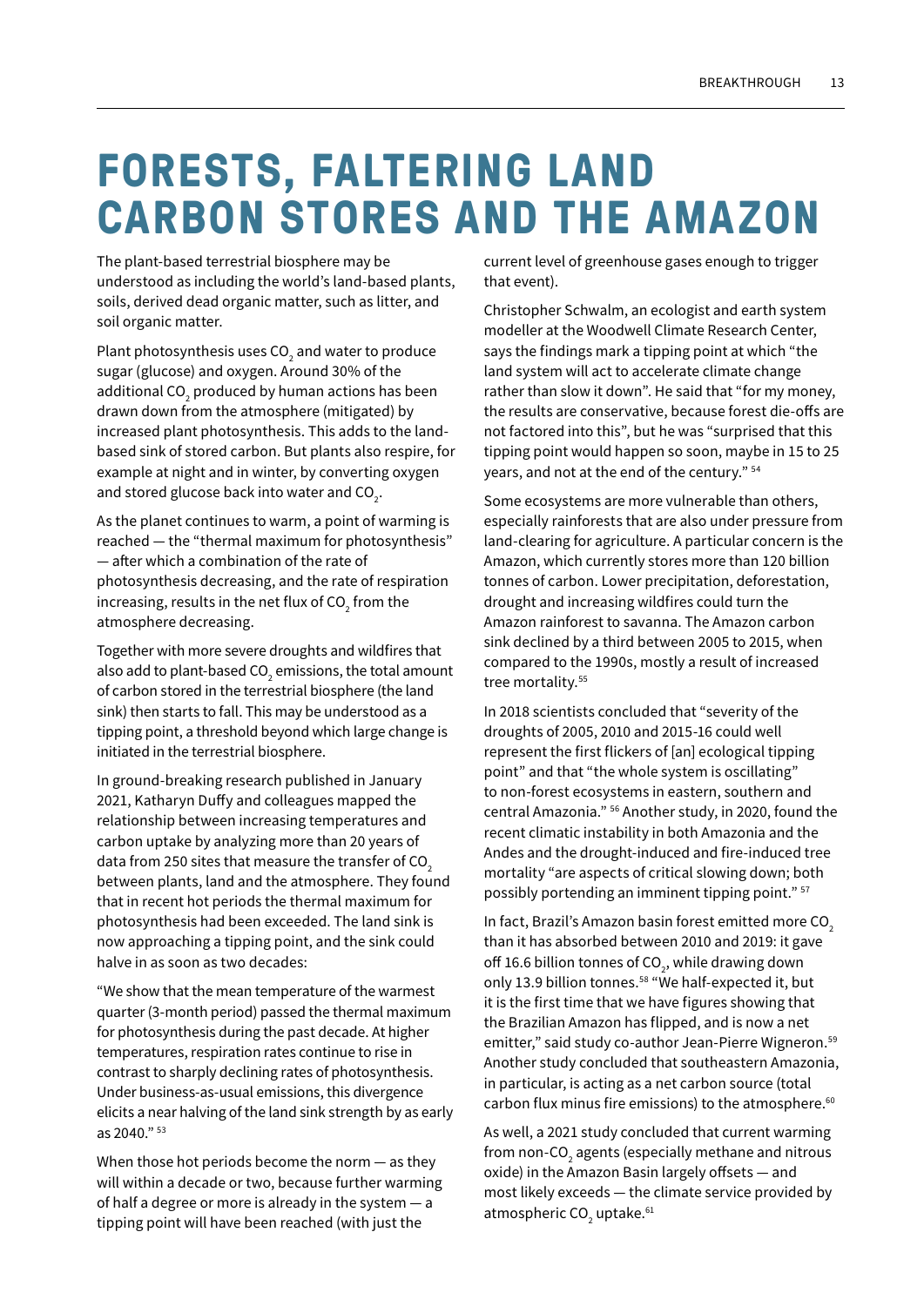# FORESTS, FALTERING LAND CARBON STORES AND THE AMAZON

The plant-based terrestrial biosphere may be understood as including the world's land-based plants, soils, derived dead organic matter, such as litter, and soil organic matter.

Plant photosynthesis uses $CO_2$ and water to produce sugar (glucose) and oxygen. Around 30% of the additional $CO_2$ produced by human actions has been drawn down from the atmosphere (mitigated) by increased plant photosynthesis. This adds to the land-based sink of stored carbon. But plants also respire, for example at night and in winter, by converting oxygen and stored glucose back into water and $CO_2$.

As the planet continues to warm, a point of warming is reached — the "thermal maximum for photosynthesis" — after which a combination of the rate of photosynthesis decreasing, and the rate of respiration increasing, results in the net flux of $CO_2$ from the atmosphere decreasing.

Together with more severe droughts and wildfires that also add to plant-based $CO_2$ emissions, the total amount of carbon stored in the terrestrial biosphere (the land sink) then starts to fall. This may be understood as a tipping point, a threshold beyond which large change is initiated in the terrestrial biosphere.

In ground-breaking research published in January 2021, Katharyn Duffy and colleagues mapped the relationship between increasing temperatures and carbon uptake by analyzing more than 20 years of data from 250 sites that measure the transfer of $CO_2$ between plants, land and the atmosphere. They found that in recent hot periods the thermal maximum for photosynthesis had been exceeded. The land sink is now approaching a tipping point, and the sink could halve in as soon as two decades:

"We show that the mean temperature of the warmest quarter (3-month period) passed the thermal maximum for photosynthesis during the past decade. At higher temperatures, respiration rates continue to rise in contrast to sharply declining rates of photosynthesis. Under business-as-usual emissions, this divergence elicits a near halving of the land sink strength by as early as 2040." [53]

When those hot periods become the norm — as they will within a decade or two, because further warming of half a degree or more is already in the system — a tipping point will have been reached (with just the current level of greenhouse gases enough to trigger that event).

Christopher Schwalm, an ecologist and earth system modeller at the Woodwell Climate Research Center, says the findings mark a tipping point at which "the land system will act to accelerate climate change rather than slow it down". He said that "for my money, the results are conservative, because forest die-offs are not factored into this", but he was "surprised that this tipping point would happen so soon, maybe in 15 to 25 years, and not at the end of the century." [54]

Some ecosystems are more vulnerable than others, especially rainforests that are also under pressure from land-clearing for agriculture. A particular concern is the Amazon, which currently stores more than 120 billion tonnes of carbon. Lower precipitation, deforestation, drought and increasing wildfires could turn the Amazon rainforest to savanna. The Amazon carbon sink declined by a third between 2005 to 2015, when compared to the 1990s, mostly a result of increased tree mortality.[55]

In 2018 scientists concluded that "severity of the droughts of 2005, 2010 and 2015-16 could well represent the first flickers of [an] ecological tipping point" and that "the whole system is oscillating" to non-forest ecosystems in eastern, southern and central Amazonia." [56] Another study, in 2020, found the recent climatic instability in both Amazonia and the Andes and the drought-induced and fire-induced tree mortality "are aspects of critical slowing down; both possibly portending an imminent tipping point." [57]

In fact, Brazil's Amazon basin forest emitted more $CO_2$ than it has absorbed between 2010 and 2019: it gave off 16.6 billion tonnes of $CO_2$, while drawing down only 13.9 billion tonnes.[58] "We half-expected it, but it is the first time that we have figures showing that the Brazilian Amazon has flipped, and is now a net emitter," said study co-author Jean-Pierre Wigneron.[59] Another study concluded that southeastern Amazonia, in particular, is acting as a net carbon source (total carbon flux minus fire emissions) to the atmosphere.[60]

As well, a 2021 study concluded that current warming from non-$CO_2$ agents (especially methane and nitrous oxide) in the Amazon Basin largely offsets — and most likely exceeds — the climate service provided by atmospheric $CO_2$ uptake.[61]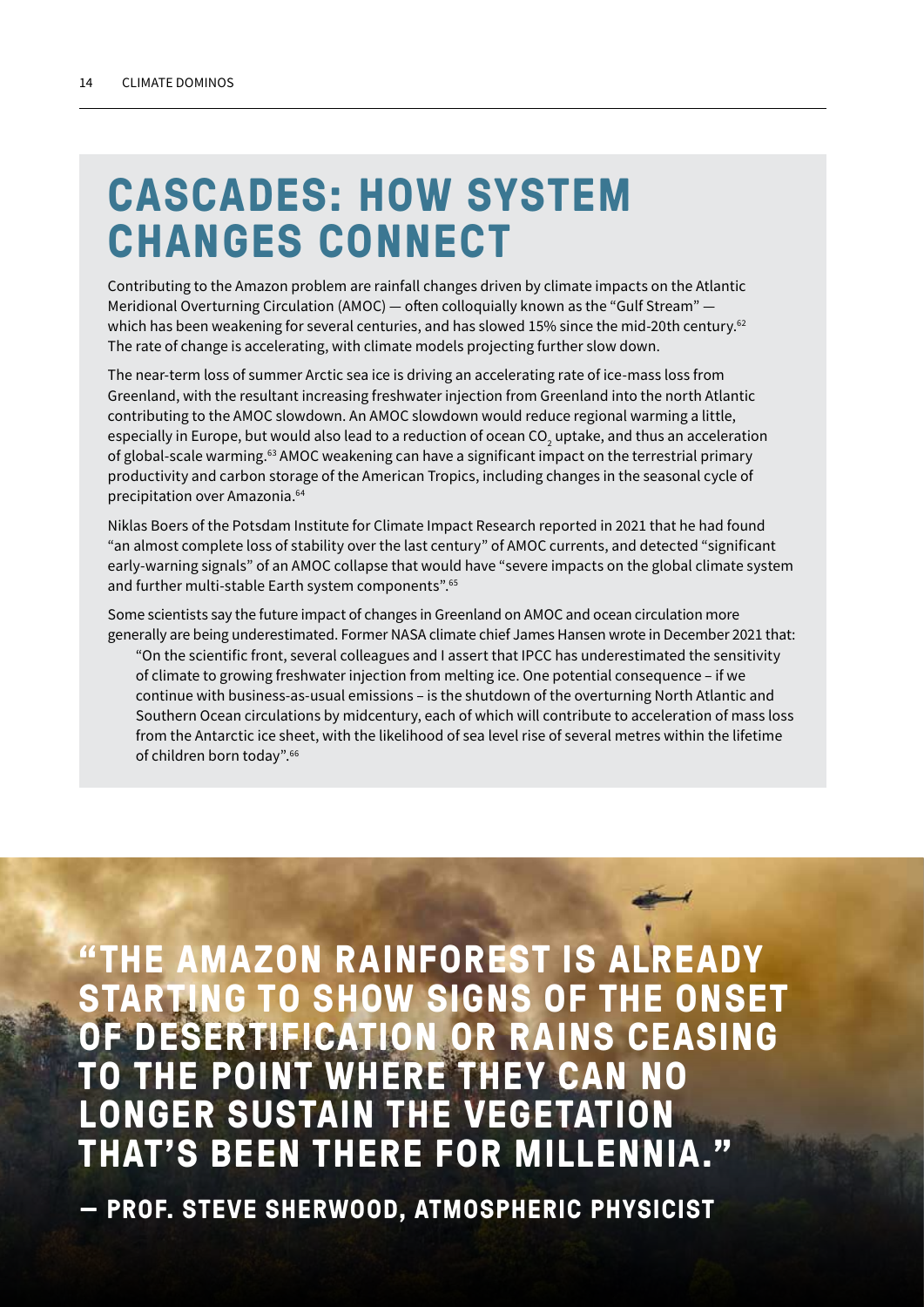# CASCADES: HOW SYSTEM CHANGES CONNECT

Contributing to the Amazon problem are rainfall changes driven by climate impacts on the Atlantic Meridional Overturning Circulation (AMOC) — often colloquially known as the "Gulf Stream" — which has been weakening for several centuries, and has slowed 15% since the mid-20th century.[62] The rate of change is accelerating, with climate models projecting further slow down.

The near-term loss of summer Arctic sea ice is driving an accelerating rate of ice-mass loss from Greenland, with the resultant increasing freshwater injection from Greenland into the north Atlantic contributing to the AMOC slowdown. An AMOC slowdown would reduce regional warming a little, especially in Europe, but would also lead to a reduction of ocean $CO_2$ uptake, and thus an acceleration of global-scale warming.[63] AMOC weakening can have a significant impact on the terrestrial primary productivity and carbon storage of the American Tropics, including changes in the seasonal cycle of precipitation over Amazonia.[64]

Niklas Boers of the Potsdam Institute for Climate Impact Research reported in 2021 that he had found "an almost complete loss of stability over the last century" of AMOC currents, and detected "significant early-warning signals" of an AMOC collapse that would have "severe impacts on the global climate system and further multi-stable Earth system components".[65]

Some scientists say the future impact of changes in Greenland on AMOC and ocean circulation more generally are being underestimated. Former NASA climate chief James Hansen wrote in December 2021 that:

> "On the scientific front, several colleagues and I assert that IPCC has underestimated the sensitivity of climate to growing freshwater injection from melting ice. One potential consequence – if we continue with business-as-usual emissions – is the shutdown of the overturning North Atlantic and Southern Ocean circulations by midcentury, each of which will contribute to acceleration of mass loss from the Antarctic ice sheet, with the likelihood of sea level rise of several metres within the lifetime of children born today".[66]

**"THE AMAZON RAINFOREST IS ALREADY STARTING TO SHOW SIGNS OF THE ONSET OF DESERTIFICATION OR RAINS CEASING TO THE POINT WHERE THEY CAN NO LONGER SUSTAIN THE VEGETATION THAT'S BEEN THERE FOR MILLENNIA."**

**— PROF. STEVE SHERWOOD, ATMOSPHERIC PHYSICIST**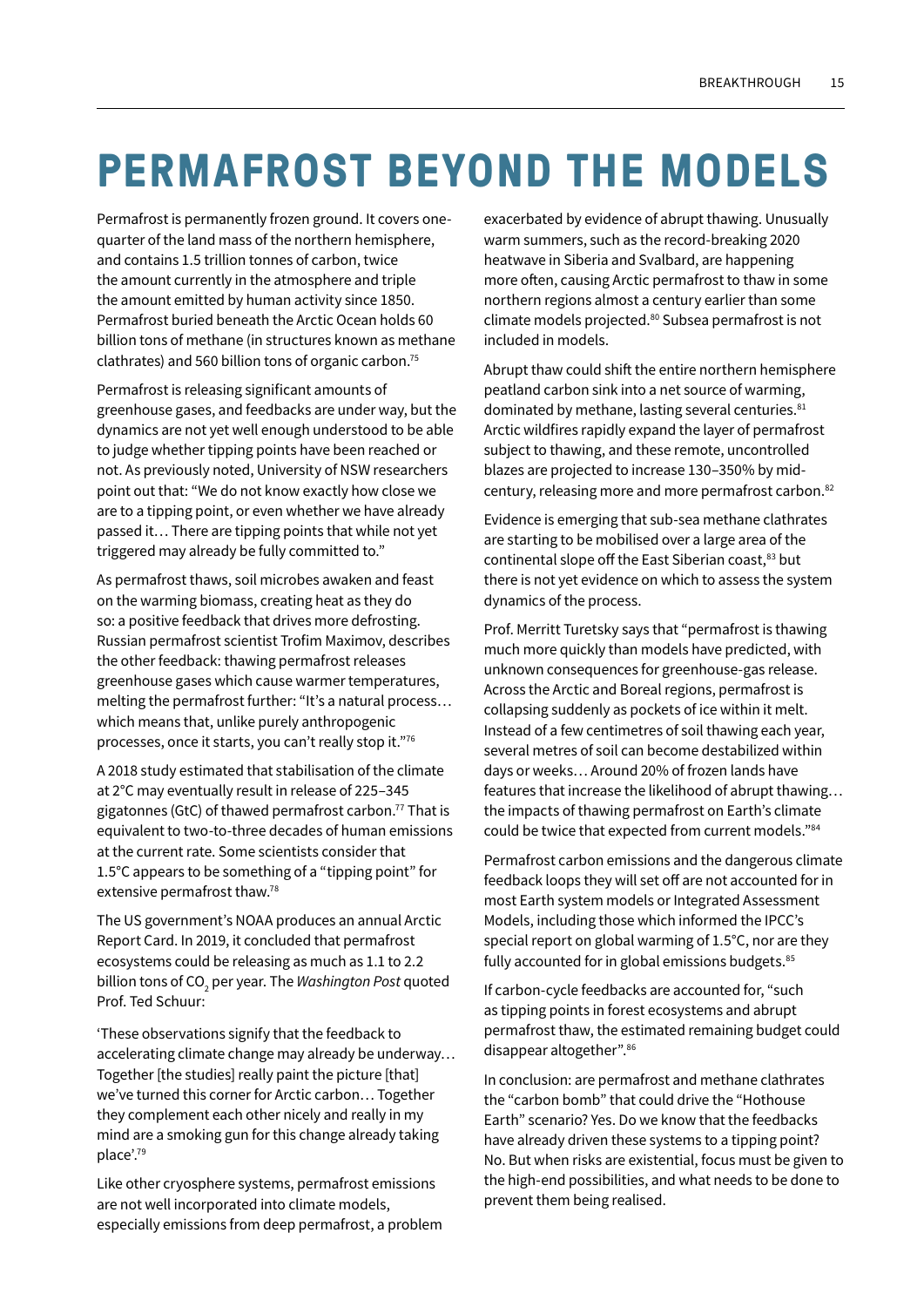# PERMAFROST BEYOND THE MODELS

Permafrost is permanently frozen ground. It covers one-quarter of the land mass of the northern hemisphere, and contains 1.5 trillion tonnes of carbon, twice the amount currently in the atmosphere and triple the amount emitted by human activity since 1850. Permafrost buried beneath the Arctic Ocean holds 60 billion tons of methane (in structures known as methane clathrates) and 560 billion tons of organic carbon.[75]

Permafrost is releasing significant amounts of greenhouse gases, and feedbacks are under way, but the dynamics are not yet well enough understood to be able to judge whether tipping points have been reached or not. As previously noted, University of NSW researchers point out that: "We do not know exactly how close we are to a tipping point, or even whether we have already passed it… There are tipping points that while not yet triggered may already be fully committed to."

As permafrost thaws, soil microbes awaken and feast on the warming biomass, creating heat as they do so: a positive feedback that drives more defrosting. Russian permafrost scientist Trofim Maximov, describes the other feedback: thawing permafrost releases greenhouse gases which cause warmer temperatures, melting the permafrost further: "It's a natural process… which means that, unlike purely anthropogenic processes, once it starts, you can't really stop it."[76]

A 2018 study estimated that stabilisation of the climate at 2°C may eventually result in release of 225–345 gigatonnes (GtC) of thawed permafrost carbon.[77] That is equivalent to two-to-three decades of human emissions at the current rate. Some scientists consider that 1.5°C appears to be something of a "tipping point" for extensive permafrost thaw.[78]

The US government's NOAA produces an annual Arctic Report Card. In 2019, it concluded that permafrost ecosystems could be releasing as much as 1.1 to 2.2 billion tons of $CO_2$ per year. The *Washington Post* quoted Prof. Ted Schuur:

'These observations signify that the feedback to accelerating climate change may already be underway… Together [the studies] really paint the picture [that] we've turned this corner for Arctic carbon… Together they complement each other nicely and really in my mind are a smoking gun for this change already taking place'.[79]

Like other cryosphere systems, permafrost emissions are not well incorporated into climate models, especially emissions from deep permafrost, a problem exacerbated by evidence of abrupt thawing. Unusually warm summers, such as the record-breaking 2020 heatwave in Siberia and Svalbard, are happening more often, causing Arctic permafrost to thaw in some northern regions almost a century earlier than some climate models projected.[80] Subsea permafrost is not included in models.

Abrupt thaw could shift the entire northern hemisphere peatland carbon sink into a net source of warming, dominated by methane, lasting several centuries.[81] Arctic wildfires rapidly expand the layer of permafrost subject to thawing, and these remote, uncontrolled blazes are projected to increase 130–350% by mid-century, releasing more and more permafrost carbon.[82]

Evidence is emerging that sub-sea methane clathrates are starting to be mobilised over a large area of the continental slope off the East Siberian coast,[83] but there is not yet evidence on which to assess the system dynamics of the process.

Prof. Merritt Turetsky says that "permafrost is thawing much more quickly than models have predicted, with unknown consequences for greenhouse-gas release. Across the Arctic and Boreal regions, permafrost is collapsing suddenly as pockets of ice within it melt. Instead of a few centimetres of soil thawing each year, several metres of soil can become destabilized within days or weeks… Around 20% of frozen lands have features that increase the likelihood of abrupt thawing… the impacts of thawing permafrost on Earth's climate could be twice that expected from current models."[84]

Permafrost carbon emissions and the dangerous climate feedback loops they will set off are not accounted for in most Earth system models or Integrated Assessment Models, including those which informed the IPCC's special report on global warming of 1.5°C, nor are they fully accounted for in global emissions budgets.[85]

If carbon-cycle feedbacks are accounted for, "such as tipping points in forest ecosystems and abrupt permafrost thaw, the estimated remaining budget could disappear altogether".[86]

In conclusion: are permafrost and methane clathrates the "carbon bomb" that could drive the "Hothouse Earth" scenario? Yes. Do we know that the feedbacks have already driven these systems to a tipping point? No. But when risks are existential, focus must be given to the high-end possibilities, and what needs to be done to prevent them being realised.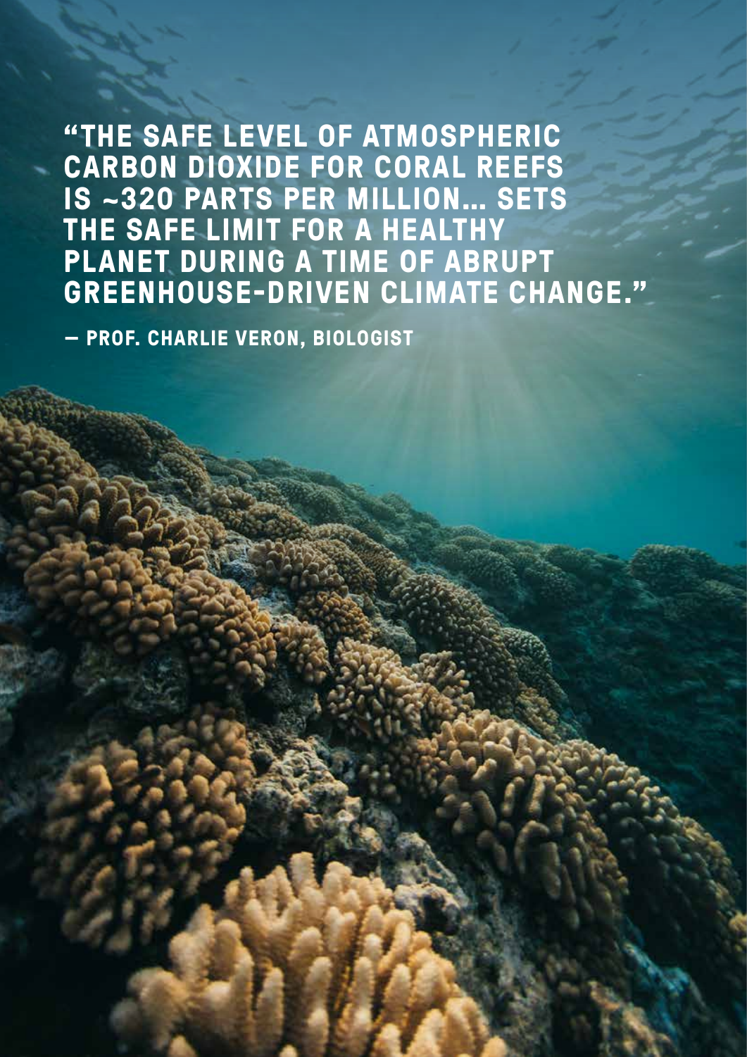**"THE SAFE LEVEL OF ATMOSPHERIC CARBON DIOXIDE FOR CORAL REEFS IS ~320 PARTS PER MILLION... SETS THE SAFE LIMIT FOR A HEALTHY PLANET DURING A TIME OF ABRUPT GREENHOUSE-DRIVEN CLIMATE CHANGE."**

**— PROF. CHARLIE VERON, BIOLOGIST**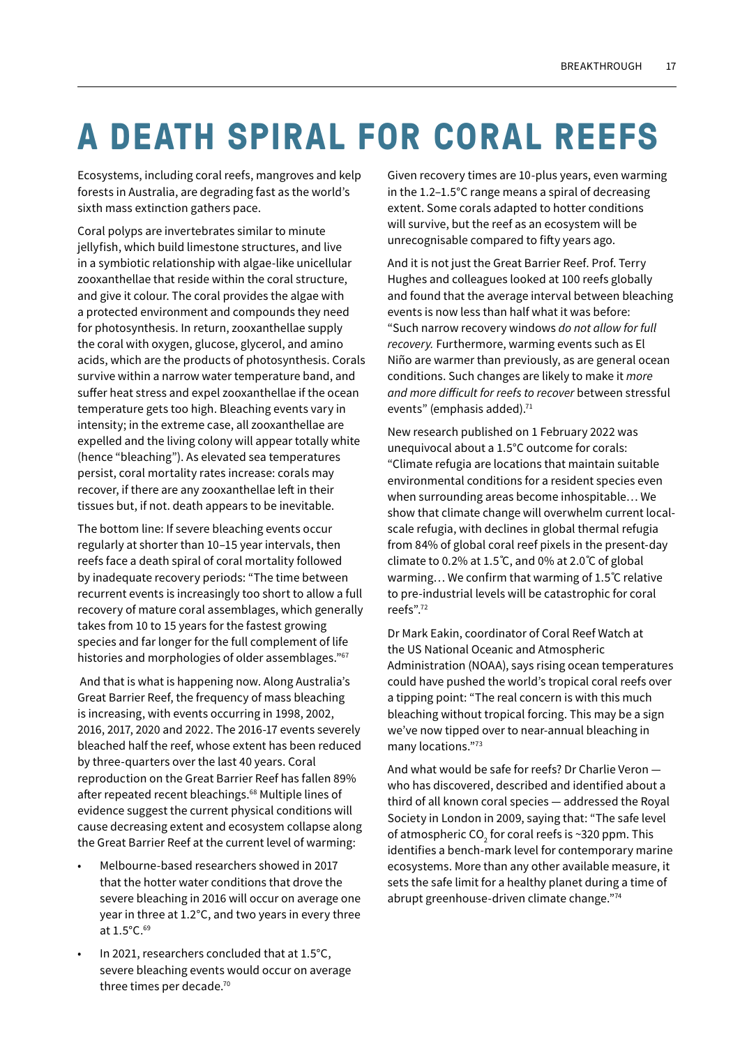# A DEATH SPIRAL FOR CORAL REEFS

Ecosystems, including coral reefs, mangroves and kelp forests in Australia, are degrading fast as the world's sixth mass extinction gathers pace.

Coral polyps are invertebrates similar to minute jellyfish, which build limestone structures, and live in a symbiotic relationship with algae-like unicellular zooxanthellae that reside within the coral structure, and give it colour. The coral provides the algae with a protected environment and compounds they need for photosynthesis. In return, zooxanthellae supply the coral with oxygen, glucose, glycerol, and amino acids, which are the products of photosynthesis. Corals survive within a narrow water temperature band, and suffer heat stress and expel zooxanthellae if the ocean temperature gets too high. Bleaching events vary in intensity; in the extreme case, all zooxanthellae are expelled and the living colony will appear totally white (hence "bleaching"). As elevated sea temperatures persist, coral mortality rates increase: corals may recover, if there are any zooxanthellae left in their tissues but, if not. death appears to be inevitable.

The bottom line: If severe bleaching events occur regularly at shorter than 10–15 year intervals, then reefs face a death spiral of coral mortality followed by inadequate recovery periods: "The time between recurrent events is increasingly too short to allow a full recovery of mature coral assemblages, which generally takes from 10 to 15 years for the fastest growing species and far longer for the full complement of life histories and morphologies of older assemblages."[67]

And that is what is happening now. Along Australia's Great Barrier Reef, the frequency of mass bleaching is increasing, with events occurring in 1998, 2002, 2016, 2017, 2020 and 2022. The 2016-17 events severely bleached half the reef, whose extent has been reduced by three-quarters over the last 40 years. Coral reproduction on the Great Barrier Reef has fallen 89% after repeated recent bleachings.[68] Multiple lines of evidence suggest the current physical conditions will cause decreasing extent and ecosystem collapse along the Great Barrier Reef at the current level of warming:

- Melbourne-based researchers showed in 2017 that the hotter water conditions that drove the severe bleaching in 2016 will occur on average one year in three at 1.2°C, and two years in every three at 1.5°C.[69]
- In 2021, researchers concluded that at 1.5°C, severe bleaching events would occur on average three times per decade.[70]

Given recovery times are 10-plus years, even warming in the 1.2–1.5°C range means a spiral of decreasing extent. Some corals adapted to hotter conditions will survive, but the reef as an ecosystem will be unrecognisable compared to fifty years ago.

And it is not just the Great Barrier Reef. Prof. Terry Hughes and colleagues looked at 100 reefs globally and found that the average interval between bleaching events is now less than half what it was before: "Such narrow recovery windows *do not allow for full recovery.* Furthermore, warming events such as El Niño are warmer than previously, as are general ocean conditions. Such changes are likely to make it *more and more difficult for reefs to recover* between stressful events" (emphasis added).[71]

New research published on 1 February 2022 was unequivocal about a 1.5°C outcome for corals: "Climate refugia are locations that maintain suitable environmental conditions for a resident species even when surrounding areas become inhospitable… We show that climate change will overwhelm current local-scale refugia, with declines in global thermal refugia from 84% of global coral reef pixels in the present-day climate to 0.2% at 1.5°C, and 0% at 2.0°C of global warming… We confirm that warming of 1.5°C relative to pre-industrial levels will be catastrophic for coral reefs".[72]

Dr Mark Eakin, coordinator of Coral Reef Watch at the US National Oceanic and Atmospheric Administration (NOAA), says rising ocean temperatures could have pushed the world's tropical coral reefs over a tipping point: "The real concern is with this much bleaching without tropical forcing. This may be a sign we've now tipped over to near-annual bleaching in many locations."[73]

And what would be safe for reefs? Dr Charlie Veron — who has discovered, described and identified about a third of all known coral species — addressed the Royal Society in London in 2009, saying that: "The safe level of atmospheric $CO_2$ for coral reefs is ~320 ppm. This identifies a bench-mark level for contemporary marine ecosystems. More than any other available measure, it sets the safe limit for a healthy planet during a time of abrupt greenhouse-driven climate change."[74]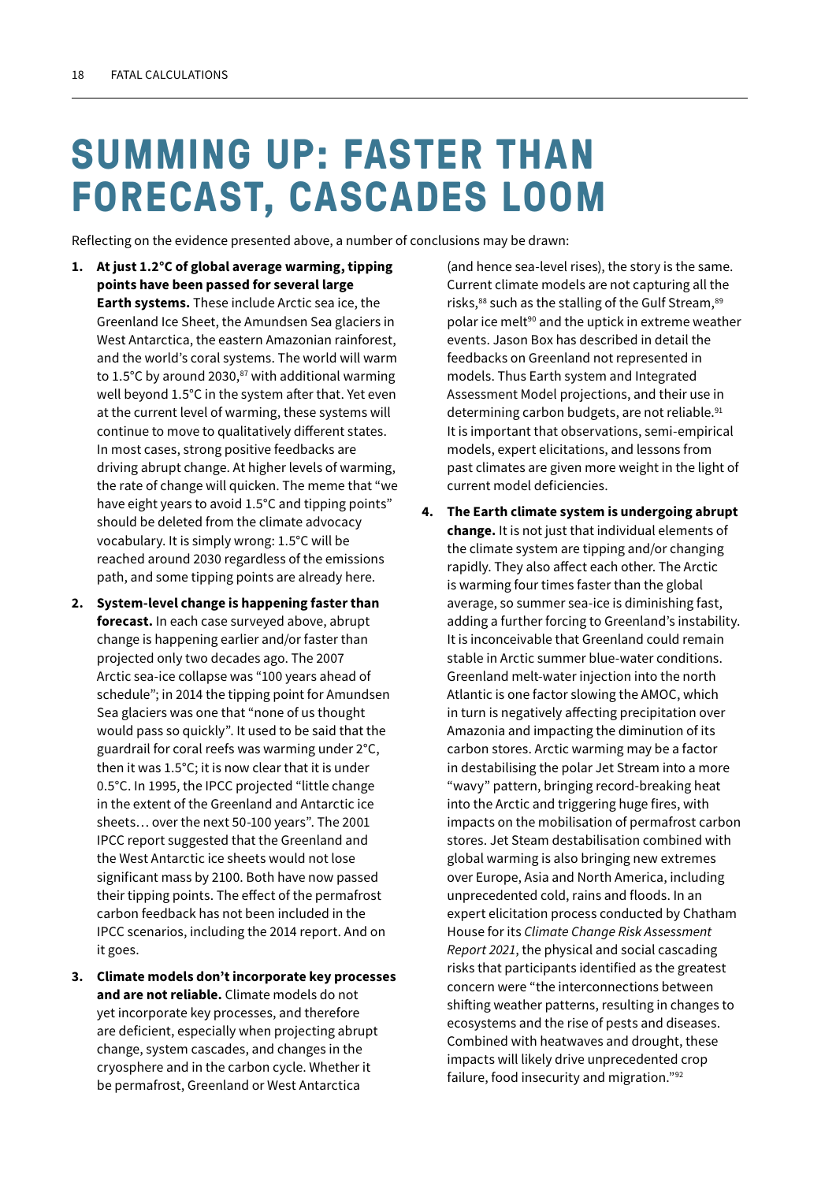# SUMMING UP: FASTER THAN FORECAST, CASCADES LOOM

Reflecting on the evidence presented above, a number of conclusions may be drawn:

1. **At just 1.2°C of global average warming, tipping points have been passed for several large Earth systems.** These include Arctic sea ice, the Greenland Ice Sheet, the Amundsen Sea glaciers in West Antarctica, the eastern Amazonian rainforest, and the world's coral systems. The world will warm to 1.5°C by around 2030,[87] with additional warming well beyond 1.5°C in the system after that. Yet even at the current level of warming, these systems will continue to move to qualitatively different states. In most cases, strong positive feedbacks are driving abrupt change. At higher levels of warming, the rate of change will quicken. The meme that "we have eight years to avoid 1.5°C and tipping points" should be deleted from the climate advocacy vocabulary. It is simply wrong: 1.5°C will be reached around 2030 regardless of the emissions path, and some tipping points are already here.

2. **System-level change is happening faster than forecast.** In each case surveyed above, abrupt change is happening earlier and/or faster than projected only two decades ago. The 2007 Arctic sea-ice collapse was "100 years ahead of schedule"; in 2014 the tipping point for Amundsen Sea glaciers was one that "none of us thought would pass so quickly". It used to be said that the guardrail for coral reefs was warming under 2°C, then it was 1.5°C; it is now clear that it is under 0.5°C. In 1995, the IPCC projected "little change in the extent of the Greenland and Antarctic ice sheets… over the next 50-100 years". The 2001 IPCC report suggested that the Greenland and the West Antarctic ice sheets would not lose significant mass by 2100. Both have now passed their tipping points. The effect of the permafrost carbon feedback has not been included in the IPCC scenarios, including the 2014 report. And on it goes.

3. **Climate models don't incorporate key processes and are not reliable.** Climate models do not yet incorporate key processes, and therefore are deficient, especially when projecting abrupt change, system cascades, and changes in the cryosphere and in the carbon cycle. Whether it be permafrost, Greenland or West Antarctica (and hence sea-level rises), the story is the same. Current climate models are not capturing all the risks,[88] such as the stalling of the Gulf Stream,[89] polar ice melt[90] and the uptick in extreme weather events. Jason Box has described in detail the feedbacks on Greenland not represented in models. Thus Earth system and Integrated Assessment Model projections, and their use in determining carbon budgets, are not reliable.[91] It is important that observations, semi-empirical models, expert elicitations, and lessons from past climates are given more weight in the light of current model deficiencies.

4. **The Earth climate system is undergoing abrupt change.** It is not just that individual elements of the climate system are tipping and/or changing rapidly. They also affect each other. The Arctic is warming four times faster than the global average, so summer sea-ice is diminishing fast, adding a further forcing to Greenland's instability. It is inconceivable that Greenland could remain stable in Arctic summer blue-water conditions. Greenland melt-water injection into the north Atlantic is one factor slowing the AMOC, which in turn is negatively affecting precipitation over Amazonia and impacting the diminution of its carbon stores. Arctic warming may be a factor in destabilising the polar Jet Stream into a more "wavy" pattern, bringing record-breaking heat into the Arctic and triggering huge fires, with impacts on the mobilisation of permafrost carbon stores. Jet Steam destabilisation combined with global warming is also bringing new extremes over Europe, Asia and North America, including unprecedented cold, rains and floods. In an expert elicitation process conducted by Chatham House for its *Climate Change Risk Assessment Report 2021*, the physical and social cascading risks that participants identified as the greatest concern were "the interconnections between shifting weather patterns, resulting in changes to ecosystems and the rise of pests and diseases. Combined with heatwaves and drought, these impacts will likely drive unprecedented crop failure, food insecurity and migration."[92]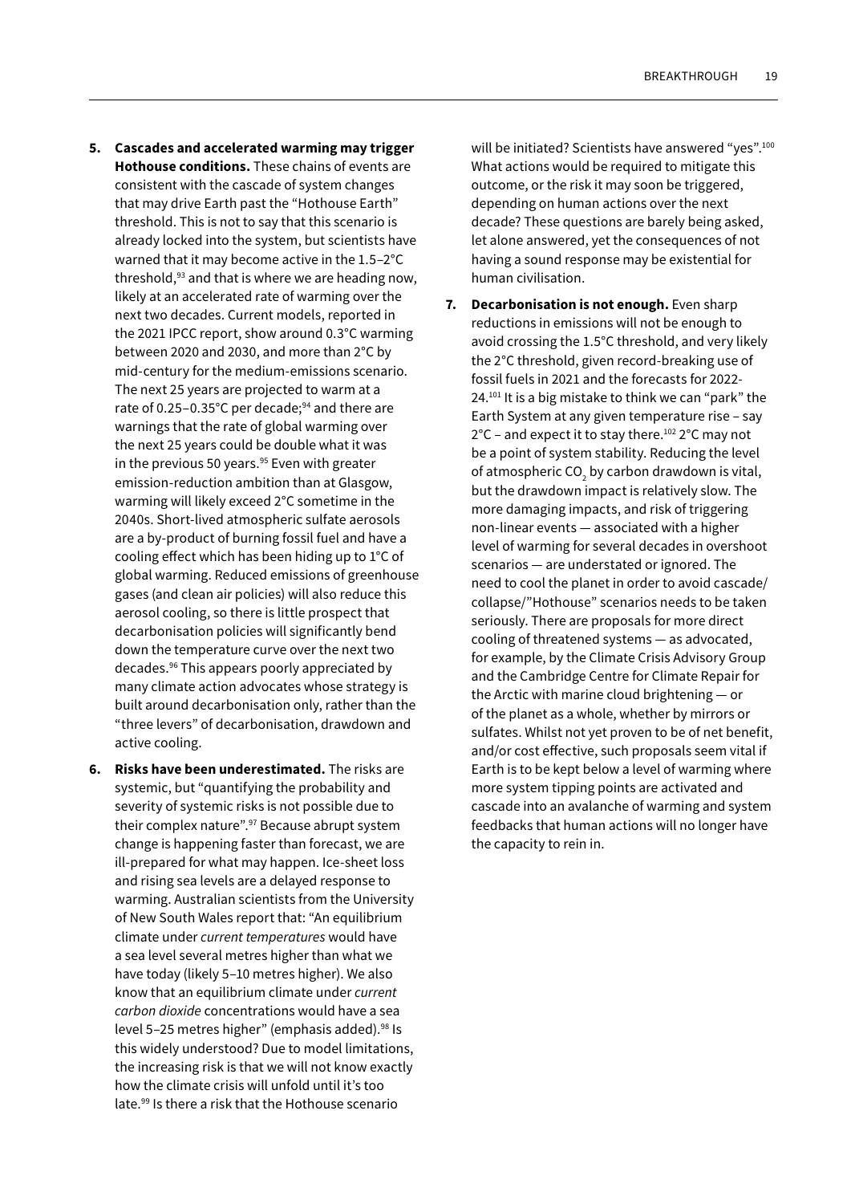5. **Cascades and accelerated warming may trigger Hothouse conditions.** These chains of events are consistent with the cascade of system changes that may drive Earth past the "Hothouse Earth" threshold. This is not to say that this scenario is already locked into the system, but scientists have warned that it may become active in the 1.5–2°C threshold,[93] and that is where we are heading now, likely at an accelerated rate of warming over the next two decades. Current models, reported in the 2021 IPCC report, show around 0.3°C warming between 2020 and 2030, and more than 2°C by mid-century for the medium-emissions scenario. The next 25 years are projected to warm at a rate of 0.25–0.35°C per decade;[94] and there are warnings that the rate of global warming over the next 25 years could be double what it was in the previous 50 years.[95] Even with greater emission-reduction ambition than at Glasgow, warming will likely exceed 2°C sometime in the 2040s. Short-lived atmospheric sulfate aerosols are a by-product of burning fossil fuel and have a cooling effect which has been hiding up to 1°C of global warming. Reduced emissions of greenhouse gases (and clean air policies) will also reduce this aerosol cooling, so there is little prospect that decarbonisation policies will significantly bend down the temperature curve over the next two decades.[96] This appears poorly appreciated by many climate action advocates whose strategy is built around decarbonisation only, rather than the "three levers" of decarbonisation, drawdown and active cooling.

6. **Risks have been underestimated.** The risks are systemic, but "quantifying the probability and severity of systemic risks is not possible due to their complex nature".[97] Because abrupt system change is happening faster than forecast, we are ill-prepared for what may happen. Ice-sheet loss and rising sea levels are a delayed response to warming. Australian scientists from the University of New South Wales report that: "An equilibrium climate under *current temperatures* would have a sea level several metres higher than what we have today (likely 5–10 metres higher). We also know that an equilibrium climate under *current carbon dioxide* concentrations would have a sea level 5–25 metres higher" (emphasis added).[98] Is this widely understood? Due to model limitations, the increasing risk is that we will not know exactly how the climate crisis will unfold until it's too late.[99] Is there a risk that the Hothouse scenario will be initiated? Scientists have answered "yes".[100] What actions would be required to mitigate this outcome, or the risk it may soon be triggered, depending on human actions over the next decade? These questions are barely being asked, let alone answered, yet the consequences of not having a sound response may be existential for human civilisation.

7. **Decarbonisation is not enough.** Even sharp reductions in emissions will not be enough to avoid crossing the 1.5°C threshold, and very likely the 2°C threshold, given record-breaking use of fossil fuels in 2021 and the forecasts for 2022-24.[101] It is a big mistake to think we can "park" the Earth System at any given temperature rise – say 2°C – and expect it to stay there.[102] 2°C may not be a point of system stability. Reducing the level of atmospheric $CO_2$ by carbon drawdown is vital, but the drawdown impact is relatively slow. The more damaging impacts, and risk of triggering non-linear events — associated with a higher level of warming for several decades in overshoot scenarios — are understated or ignored. The need to cool the planet in order to avoid cascade/collapse/"Hothouse" scenarios needs to be taken seriously. There are proposals for more direct cooling of threatened systems — as advocated, for example, by the Climate Crisis Advisory Group and the Cambridge Centre for Climate Repair for the Arctic with marine cloud brightening — or of the planet as a whole, whether by mirrors or sulfates. Whilst not yet proven to be of net benefit, and/or cost effective, such proposals seem vital if Earth is to be kept below a level of warming where more system tipping points are activated and cascade into an avalanche of warming and system feedbacks that human actions will no longer have the capacity to rein in.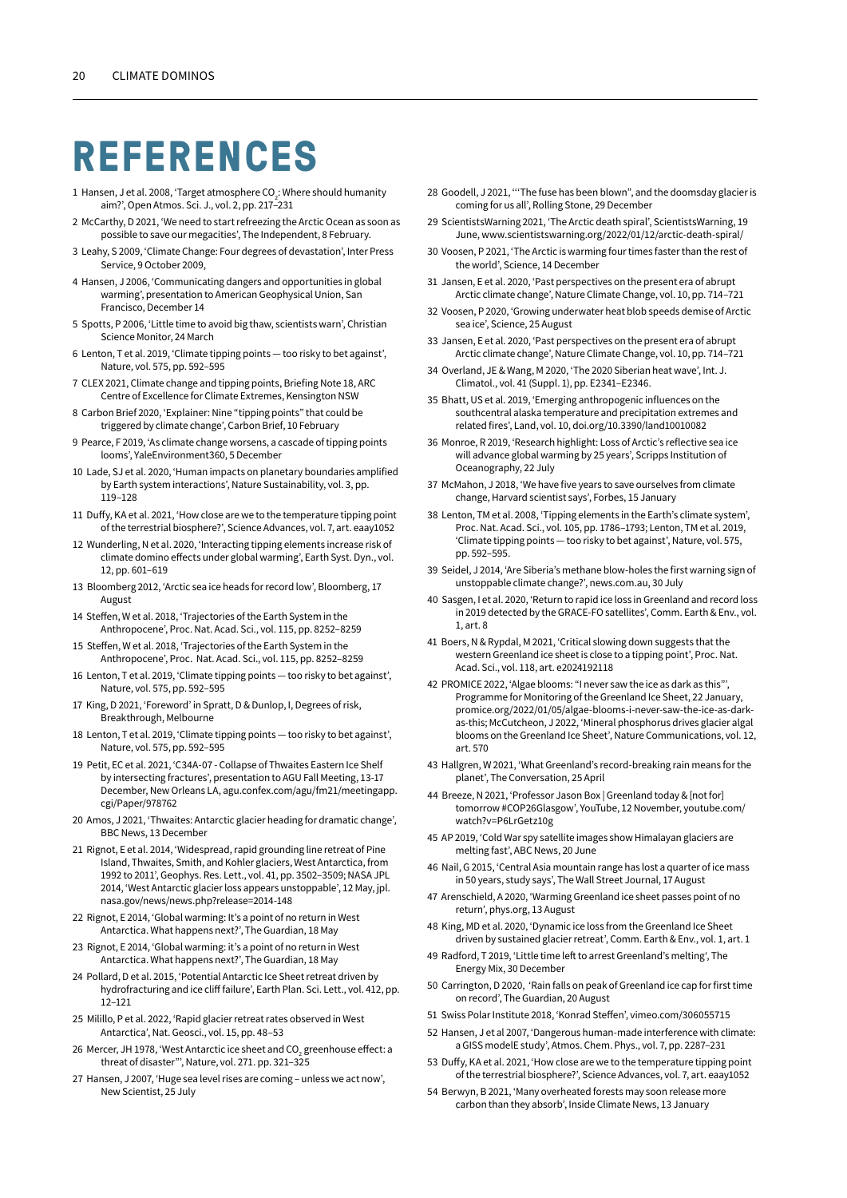# REFERENCES

1 Hansen, J et al. 2008, 'Target atmosphere $CO_2$: Where should humanity aim?', Open Atmos. Sci. J., vol. 2, pp. 217–231

2 McCarthy, D 2021, 'We need to start refreezing the Arctic Ocean as soon as possible to save our megacities', The Independent, 8 February.

3 Leahy, S 2009, 'Climate Change: Four degrees of devastation', Inter Press Service, 9 October 2009,

4 Hansen, J 2006, 'Communicating dangers and opportunities in global warming', presentation to American Geophysical Union, San Francisco, December 14

5 Spotts, P 2006, 'Little time to avoid big thaw, scientists warn', Christian Science Monitor, 24 March

6 Lenton, T et al. 2019, 'Climate tipping points — too risky to bet against', Nature, vol. 575, pp. 592–595

7 CLEX 2021, Climate change and tipping points, Briefing Note 18, ARC Centre of Excellence for Climate Extremes, Kensington NSW

8 Carbon Brief 2020, 'Explainer: Nine "tipping points" that could be triggered by climate change', Carbon Brief, 10 February

9 Pearce, F 2019, 'As climate change worsens, a cascade of tipping points looms', YaleEnvironment360, 5 December

10 Lade, SJ et al. 2020, 'Human impacts on planetary boundaries amplified by Earth system interactions', Nature Sustainability, vol. 3, pp. 119–128

11 Duffy, KA et al. 2021, 'How close are we to the temperature tipping point of the terrestrial biosphere?', Science Advances, vol. 7, art. eaay1052

12 Wunderling, N et al. 2020, 'Interacting tipping elements increase risk of climate domino effects under global warming', Earth Syst. Dyn., vol. 12, pp. 601–619

13 Bloomberg 2012, 'Arctic sea ice heads for record low', Bloomberg, 17 August

14 Steffen, W et al. 2018, 'Trajectories of the Earth System in the Anthropocene', Proc. Nat. Acad. Sci., vol. 115, pp. 8252–8259

15 Steffen, W et al. 2018, 'Trajectories of the Earth System in the Anthropocene', Proc. Nat. Acad. Sci., vol. 115, pp. 8252–8259

16 Lenton, T et al. 2019, 'Climate tipping points — too risky to bet against', Nature, vol. 575, pp. 592–595

17 King, D 2021, 'Foreword' in Spratt, D & Dunlop, I, Degrees of risk, Breakthrough, Melbourne

18 Lenton, T et al. 2019, 'Climate tipping points — too risky to bet against', Nature, vol. 575, pp. 592–595

19 Petit, EC et al. 2021, 'C34A-07 - Collapse of Thwaites Eastern Ice Shelf by intersecting fractures', presentation to AGU Fall Meeting, 13-17 December, New Orleans LA, agu.confex.com/agu/fm21/meetingapp.cgi/Paper/978762

20 Amos, J 2021, 'Thwaites: Antarctic glacier heading for dramatic change', BBC News, 13 December

21 Rignot, E et al. 2014, 'Widespread, rapid grounding line retreat of Pine Island, Thwaites, Smith, and Kohler glaciers, West Antarctica, from 1992 to 2011', Geophys. Res. Lett., vol. 41, pp. 3502–3509; NASA JPL 2014, 'West Antarctic glacier loss appears unstoppable', 12 May, jpl.nasa.gov/news/news.php?release=2014-148

22 Rignot, E 2014, 'Global warming: It's a point of no return in West Antarctica. What happens next?', The Guardian, 18 May

23 Rignot, E 2014, 'Global warming: it's a point of no return in West Antarctica. What happens next?', The Guardian, 18 May

24 Pollard, D et al. 2015, 'Potential Antarctic Ice Sheet retreat driven by hydrofracturing and ice cliff failure', Earth Plan. Sci. Lett., vol. 412, pp. 12–121

25 Milillo, P et al. 2022, 'Rapid glacier retreat rates observed in West Antarctica', Nat. Geosci., vol. 15, pp. 48–53

26 Mercer, JH 1978, 'West Antarctic ice sheet and $CO_2$ greenhouse effect: a threat of disaster"', Nature, vol. 271. pp. 321–325

27 Hansen, J 2007, 'Huge sea level rises are coming – unless we act now', New Scientist, 25 July

28 Goodell, J 2021, '"The fuse has been blown", and the doomsday glacier is coming for us all', Rolling Stone, 29 December

29 ScientistsWarning 2021, 'The Arctic death spiral', ScientistsWarning, 19 June, www.scientistswarning.org/2022/01/12/arctic-death-spiral/

30 Voosen, P 2021, 'The Arctic is warming four times faster than the rest of the world', Science, 14 December

31 Jansen, E et al. 2020, 'Past perspectives on the present era of abrupt Arctic climate change', Nature Climate Change, vol. 10, pp. 714–721

32 Voosen, P 2020, 'Growing underwater heat blob speeds demise of Arctic sea ice', Science, 25 August

33 Jansen, E et al. 2020, 'Past perspectives on the present era of abrupt Arctic climate change', Nature Climate Change, vol. 10, pp. 714–721

34 Overland, JE & Wang, M 2020, 'The 2020 Siberian heat wave', Int. J. Climatol., vol. 41 (Suppl. 1), pp. E2341–E2346.

35 Bhatt, US et al. 2019, 'Emerging anthropogenic influences on the southcentral alaska temperature and precipitation extremes and related fires', Land, vol. 10, doi.org/10.3390/land10010082

36 Monroe, R 2019, 'Research highlight: Loss of Arctic's reflective sea ice will advance global warming by 25 years', Scripps Institution of Oceanography, 22 July

37 McMahon, J 2018, 'We have five years to save ourselves from climate change, Harvard scientist says', Forbes, 15 January

38 Lenton, TM et al. 2008, 'Tipping elements in the Earth's climate system', Proc. Nat. Acad. Sci., vol. 105, pp. 1786–1793; Lenton, TM et al. 2019, 'Climate tipping points — too risky to bet against', Nature, vol. 575, pp. 592–595.

39 Seidel, J 2014, 'Are Siberia's methane blow-holes the first warning sign of unstoppable climate change?', news.com.au, 30 July

40 Sasgen, I et al. 2020, 'Return to rapid ice loss in Greenland and record loss in 2019 detected by the GRACE-FO satellites', Comm. Earth & Env., vol. 1, art. 8

41 Boers, N & Rypdal, M 2021, 'Critical slowing down suggests that the western Greenland ice sheet is close to a tipping point', Proc. Nat. Acad. Sci., vol. 118, art. e2024192118

42 PROMICE 2022, 'Algae blooms: "I never saw the ice as dark as this"', Programme for Monitoring of the Greenland Ice Sheet, 22 January, promice.org/2022/01/05/algae-blooms-i-never-saw-the-ice-as-dark-as-this; McCutcheon, J 2022, 'Mineral phosphorus drives glacier algal blooms on the Greenland Ice Sheet', Nature Communications, vol. 12, art. 570

43 Hallgren, W 2021, 'What Greenland's record-breaking rain means for the planet', The Conversation, 25 April

44 Breeze, N 2021, 'Professor Jason Box | Greenland today & [not for] tomorrow #COP26Glasgow', YouTube, 12 November, youtube.com/watch?v=P6LrGetz10g

45 AP 2019, 'Cold War spy satellite images show Himalayan glaciers are melting fast', ABC News, 20 June

46 Nail, G 2015, 'Central Asia mountain range has lost a quarter of ice mass in 50 years, study says', The Wall Street Journal, 17 August

47 Arenschield, A 2020, 'Warming Greenland ice sheet passes point of no return', phys.org, 13 August

48 King, MD et al. 2020, 'Dynamic ice loss from the Greenland Ice Sheet driven by sustained glacier retreat', Comm. Earth & Env., vol. 1, art. 1

49 Radford, T 2019, 'Little time left to arrest Greenland's melting', The Energy Mix, 30 December

50 Carrington, D 2020, 'Rain falls on peak of Greenland ice cap for first time on record', The Guardian, 20 August

51 Swiss Polar Institute 2018, 'Konrad Steffen', vimeo.com/306055715

52 Hansen, J et al 2007, 'Dangerous human-made interference with climate: a GISS modelE study', Atmos. Chem. Phys., vol. 7, pp. 2287–231

53 Duffy, KA et al. 2021, 'How close are we to the temperature tipping point of the terrestrial biosphere?', Science Advances, vol. 7, art. eaay1052

54 Berwyn, B 2021, 'Many overheated forests may soon release more carbon than they absorb', Inside Climate News, 13 January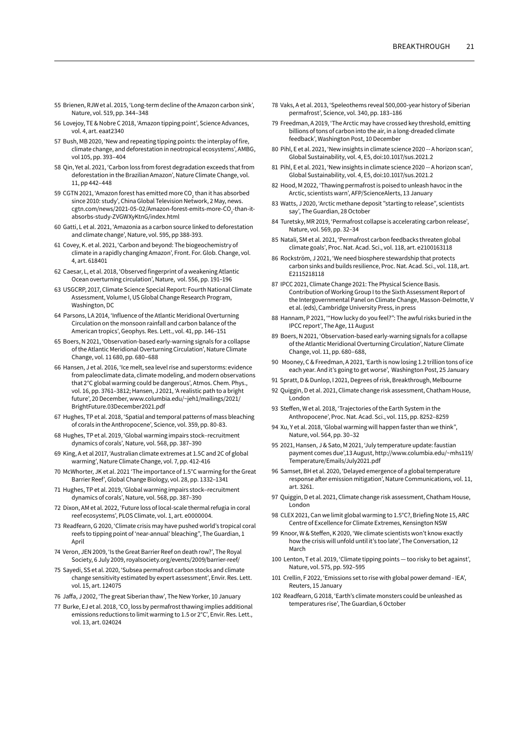55 Brienen, RJW et al. 2015, 'Long-term decline of the Amazon carbon sink', Nature, vol. 519, pp. 344–348

56 Lovejoy, TE & Nobre C 2018, 'Amazon tipping point', Science Advances, vol. 4, art. eaat2340

57 Bush, MB 2020, 'New and repeating tipping points: the interplay of fire, climate change, and deforestation in neotropical ecosystems', AMBG, vol 105, pp. 393–404

58 Qin, Yet al. 2021, 'Carbon loss from forest degradation exceeds that from deforestation in the Brazilian Amazon', Nature Climate Change, vol. 11, pp 442–448

59 CGTN 2021, 'Amazon forest has emitted more $CO_2$ than it has absorbed since 2010: study', China Global Television Network, 2 May, news.cgtn.com/news/2021-05-02/Amazon-forest-emits-more-$CO_2$-than-it-absorbs-study-ZVGWXyKtnG/index.html

60 Gatti, L et al. 2021, 'Amazonia as a carbon source linked to deforestation and climate change', Nature, vol. 595, pp 388-393.

61 Covey, K. et al. 2021, 'Carbon and beyond: The biogeochemistry of climate in a rapidly changing Amazon', Front. For. Glob. Change, vol. 4, art. 618401

62 Caesar, L, et al. 2018, 'Observed fingerprint of a weakening Atlantic Ocean overturning circulation', Nature, vol. 556, pp. 191–196

63 USGCRP, 2017, Climate Science Special Report: Fourth National Climate Assessment, Volume I, US Global Change Research Program, Washington, DC

64 Parsons, LA 2014, 'Influence of the Atlantic Meridional Overturning Circulation on the monsoon rainfall and carbon balance of the American tropics', Geophys. Res. Lett., vol. 41, pp. 146–151

65 Boers, N 2021, 'Observation-based early-warning signals for a collapse of the Atlantic Meridional Overturning Circulation', Nature Climate Change, vol. 11 680, pp. 680–688

66 Hansen, J et al. 2016, 'Ice melt, sea level rise and superstorms: evidence from paleoclimate data, climate modeling, and modern observations that 2°C global warming could be dangerous', Atmos. Chem. Phys., vol. 16, pp. 3761–3812; Hansen, J 2021, 'A realistic path to a bright future', 20 December, www.columbia.edu/~jeh1/mailings/2021/BrightFuture.03December2021.pdf

67 Hughes, TP et al. 2018, 'Spatial and temporal patterns of mass bleaching of corals in the Anthropocene', Science, vol. 359, pp. 80-83.

68 Hughes, TP et al. 2019, 'Global warming impairs stock–recruitment dynamics of corals', Nature, vol. 568, pp. 387–390

69 King, A et al 2017, 'Australian climate extremes at 1.5C and 2C of global warming', Nature Climate Change, vol. 7, pp. 412-416

70 McWhorter, JK et al. 2021 'The importance of 1.5°C warming for the Great Barrier Reef', Global Change Biology, vol. 28, pp. 1332–1341

71 Hughes, TP et al. 2019, 'Global warming impairs stock–recruitment dynamics of corals', Nature, vol. 568, pp. 387–390

72 Dixon, AM et al. 2022, 'Future loss of local-scale thermal refugia in coral reef ecosystems', PLOS Climate, vol. 1, art. e0000004.

73 Readfearn, G 2020, 'Climate crisis may have pushed world's tropical coral reefs to tipping point of 'near-annual' bleaching'', The Guardian, 1 April

74 Veron, JEN 2009, 'Is the Great Barrier Reef on death row?', The Royal Society, 6 July 2009, royalsociety.org/events/2009/barrier-reef/

75 Sayedi, SS et al. 2020, 'Subsea permafrost carbon stocks and climate change sensitivity estimated by expert assessment', Envir. Res. Lett. vol. 15, art. 124075

76 Jaffa, J 2002, 'The great Siberian thaw', The New Yorker, 10 January

77 Burke, EJ et al. 2018, '$CO_2$ loss by permafrost thawing implies additional emissions reductions to limit warming to 1.5 or 2°C', Envir. Res. Lett., vol. 13, art. 024024

78 Vaks, A et al. 2013, 'Speleothems reveal 500,000-year history of Siberian permafrost', Science, vol. 340, pp. 183–186

79 Freedman, A 2019, 'The Arctic may have crossed key threshold, emitting billions of tons of carbon into the air, in a long-dreaded climate feedback', Washington Post, 10 December

80 Pihl, E et al. 2021, 'New insights in climate science 2020 -- A horizon scan', Global Sustainability, vol. 4, E5, doi:10.1017/sus.2021.2

81 Pihl, E et al. 2021, 'New insights in climate science 2020 -- A horizon scan', Global Sustainability, vol. 4, E5, doi:10.1017/sus.2021.2

82 Hood, M 2022, 'Thawing permafrost is poised to unleash havoc in the Arctic, scientists warn', AFP/ScienceAlerts, 13 January

83 Watts, J 2020, 'Arctic methane deposit "starting to release", scientists say', The Guardian, 28 October

84 Turetsky, MR 2019, 'Permafrost collapse is accelerating carbon release', Nature, vol. 569, pp. 32–34

85 Natali, SM et al. 2021, 'Permafrost carbon feedbacks threaten global climate goals', Proc. Nat. Acad. Sci., vol. 118, art. e2100163118

86 Rockström, J 2021, 'We need biosphere stewardship that protects carbon sinks and builds resilience, Proc. Nat. Acad. Sci., vol. 118, art. E2115218118

87 IPCC 2021, Climate Change 2021: The Physical Science Basis. Contribution of Working Group I to the Sixth Assessment Report of the Intergovernmental Panel on Climate Change, Masson-Delmotte, V et al. (eds), Cambridge University Press, in press

88 Hannam, P 2021, '"How lucky do you feel?": The awful risks buried in the IPCC report', The Age, 11 August

89 Boers, N 2021, 'Observation-based early-warning signals for a collapse of the Atlantic Meridional Overturning Circulation', Nature Climate Change, vol. 11, pp. 680–688,

90 Mooney, C & Freedman, A 2021, 'Earth is now losing 1.2 trillion tons of ice each year. And it's going to get worse', Washington Post, 25 January

91 Spratt, D & Dunlop, I 2021, Degrees of risk, Breakthrough, Melbourne

92 Quiggin, D et al. 2021, Climate change risk assessment, Chatham House, London

93 Steffen, W et al. 2018, 'Trajectories of the Earth System in the Anthropocene', Proc. Nat. Acad. Sci., vol. 115, pp. 8252–8259

94 Xu, Y et al. 2018, 'Global warming will happen faster than we think", Nature, vol. 564, pp. 30–32

95 2021, Hansen, J & Sato, M 2021, 'July temperature update: faustian payment comes due',13 August, http://www.columbia.edu/~mhs119/Temperature/Emails/July2021.pdf

96 Samset, BH et al. 2020, 'Delayed emergence of a global temperature response after emission mitigation', Nature Communications, vol. 11, art. 3261.

97 Quiggin, D et al. 2021, Climate change risk assessment, Chatham House, London

98 CLEX 2021, Can we limit global warming to 1.5°C?, Briefing Note 15, ARC Centre of Excellence for Climate Extremes, Kensington NSW

99 Knoor, W & Steffen, K 2020, 'We climate scientists won't know exactly how the crisis will unfold until it's too late', The Conversation, 12 March

100 Lenton, T et al. 2019, 'Climate tipping points — too risky to bet against', Nature, vol. 575, pp. 592–595

101 Crellin, F 2022, 'Emissions set to rise with global power demand - IEA', Reuters, 15 January

102 Readfearn, G 2018, 'Earth's climate monsters could be unleashed as temperatures rise', The Guardian, 6 October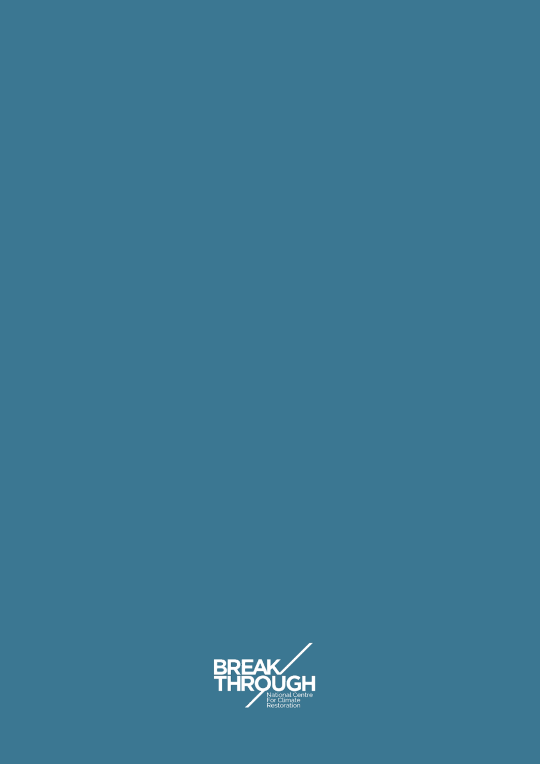BREAKTHROUGH

National Centre
For Climate
Restoration